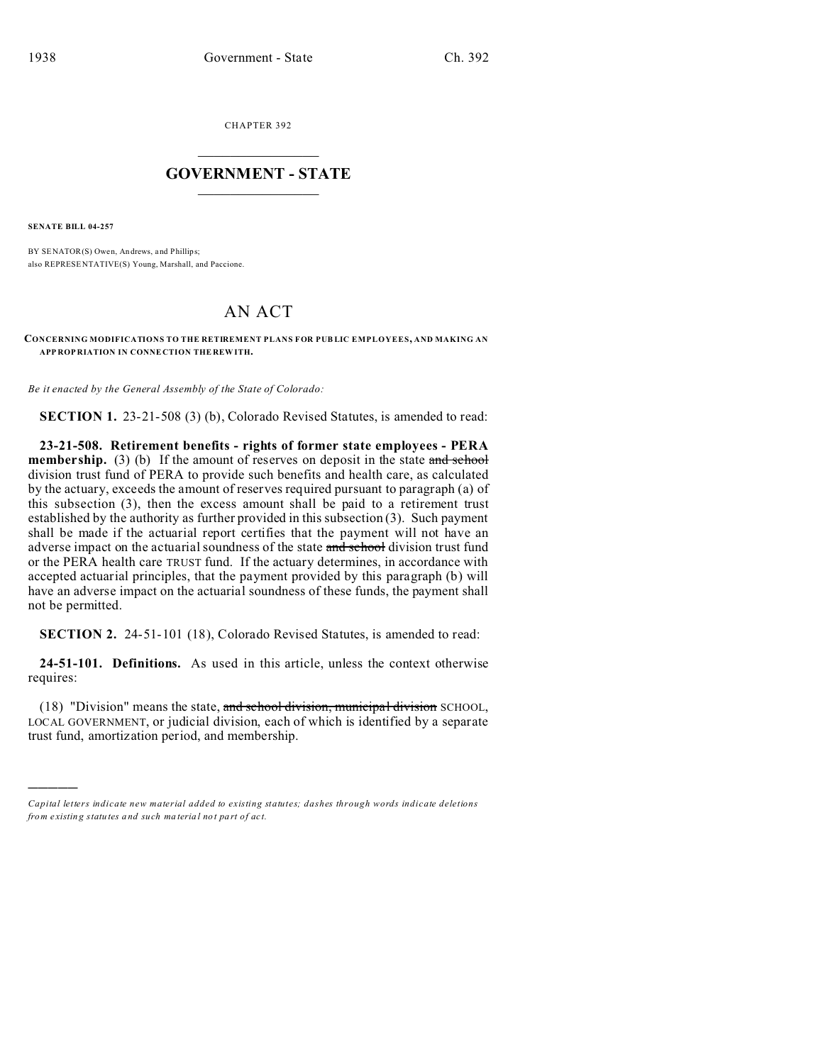CHAPTER 392

# GOVERNMENT - STATE

**SENATE BILL 04-257**

BY SENATOR(S) Owen, Andrews, and Phillips;
also REPRESENTATIVE(S) Young, Marshall, and Paccione.

# AN ACT

**CONCERNING MODIFICATIONS TO THE RETIREMENT PLANS FOR PUBLIC EMPLOYEES, AND MAKING AN APPROPRIATION IN CONNECTION THEREWITH.**

*Be it enacted by the General Assembly of the State of Colorado:*

**SECTION 1.** 23-21-508 (3) (b), Colorado Revised Statutes, is amended to read:

**23-21-508. Retirement benefits - rights of former state employees - PERA membership.** (3) (b) If the amount of reserves on deposit in the state ~~and school~~ division trust fund of PERA to provide such benefits and health care, as calculated by the actuary, exceeds the amount of reserves required pursuant to paragraph (a) of this subsection (3), then the excess amount shall be paid to a retirement trust established by the authority as further provided in this subsection (3). Such payment shall be made if the actuarial report certifies that the payment will not have an adverse impact on the actuarial soundness of the state ~~and school~~ division trust fund or the PERA health care TRUST fund. If the actuary determines, in accordance with accepted actuarial principles, that the payment provided by this paragraph (b) will have an adverse impact on the actuarial soundness of these funds, the payment shall not be permitted.

**SECTION 2.** 24-51-101 (18), Colorado Revised Statutes, is amended to read:

**24-51-101. Definitions.** As used in this article, unless the context otherwise requires:

(18) "Division" means the state, ~~and school division, municipal division~~ SCHOOL, LOCAL GOVERNMENT, or judicial division, each of which is identified by a separate trust fund, amortization period, and membership.

---

*Capital letters indicate new material added to existing statutes; dashes through words indicate deletions from existing statutes and such material not part of act.*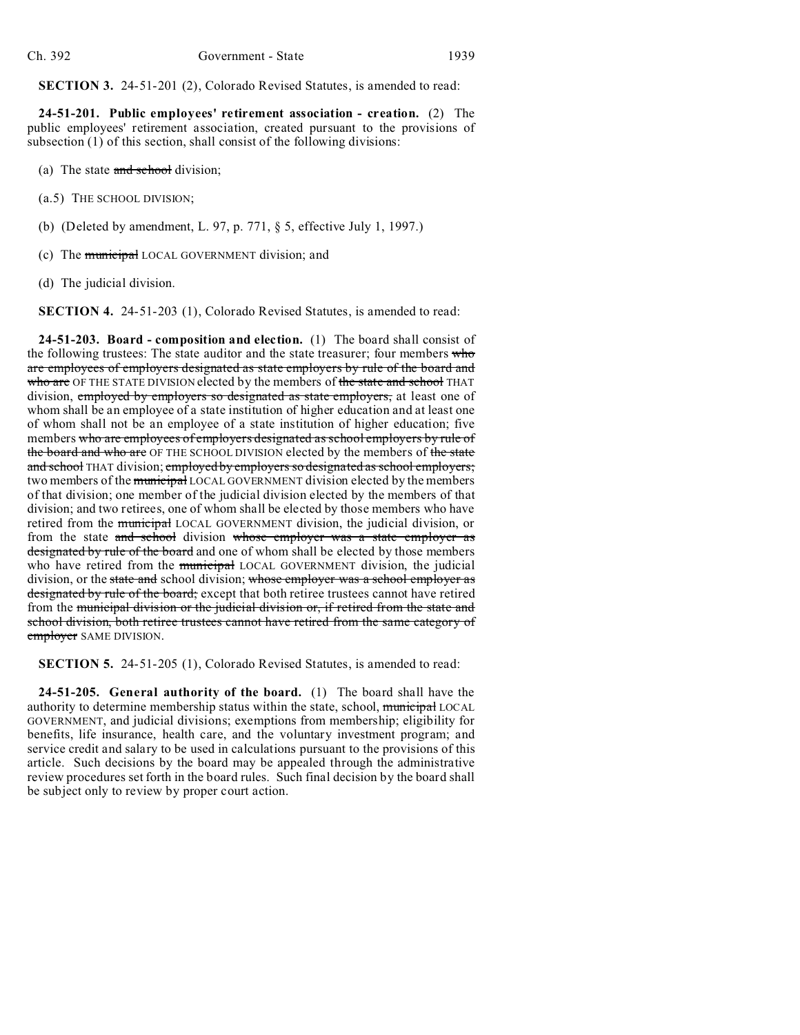**SECTION 3.** 24-51-201 (2), Colorado Revised Statutes, is amended to read:

**24-51-201. Public employees' retirement association - creation.** (2) The public employees' retirement association, created pursuant to the provisions of subsection (1) of this section, shall consist of the following divisions:

(a) The state ~~and school~~ division;

(a.5) THE SCHOOL DIVISION;

(b) (Deleted by amendment, L. 97, p. 771, § 5, effective July 1, 1997.)

(c) The ~~municipal~~ LOCAL GOVERNMENT division; and

(d) The judicial division.

**SECTION 4.** 24-51-203 (1), Colorado Revised Statutes, is amended to read:

**24-51-203. Board - composition and election.** (1) The board shall consist of the following trustees: The state auditor and the state treasurer; four members ~~who are employees of employers designated as state employers by rule of the board and who are~~ OF THE STATE DIVISION elected by the members of ~~the state and school~~ THAT division, ~~employed by employers so designated as state employers,~~ at least one of whom shall be an employee of a state institution of higher education and at least one of whom shall not be an employee of a state institution of higher education; five members ~~who are employees of employers designated as school employers by rule of the board and who are~~ OF THE SCHOOL DIVISION elected by the members of ~~the state and school~~ THAT division; ~~employed by employers so designated as school employers;~~ two members of the ~~municipal~~ LOCAL GOVERNMENT division elected by the members of that division; one member of the judicial division elected by the members of that division; and two retirees, one of whom shall be elected by those members who have retired from the ~~municipal~~ LOCAL GOVERNMENT division, the judicial division, or from the state ~~and school~~ division ~~whose employer was a state employer as designated by rule of the board~~ and one of whom shall be elected by those members who have retired from the ~~municipal~~ LOCAL GOVERNMENT division, the judicial division, or the ~~state and~~ school division; ~~whose employer was a school employer as designated by rule of the board;~~ except that both retiree trustees cannot have retired from the ~~municipal division or the judicial division or, if retired from the state and school division, both retiree trustees cannot have retired from the same category of employer~~ SAME DIVISION.

**SECTION 5.** 24-51-205 (1), Colorado Revised Statutes, is amended to read:

**24-51-205. General authority of the board.** (1) The board shall have the authority to determine membership status within the state, school, ~~municipal~~ LOCAL GOVERNMENT, and judicial divisions; exemptions from membership; eligibility for benefits, life insurance, health care, and the voluntary investment program; and service credit and salary to be used in calculations pursuant to the provisions of this article. Such decisions by the board may be appealed through the administrative review procedures set forth in the board rules. Such final decision by the board shall be subject only to review by proper court action.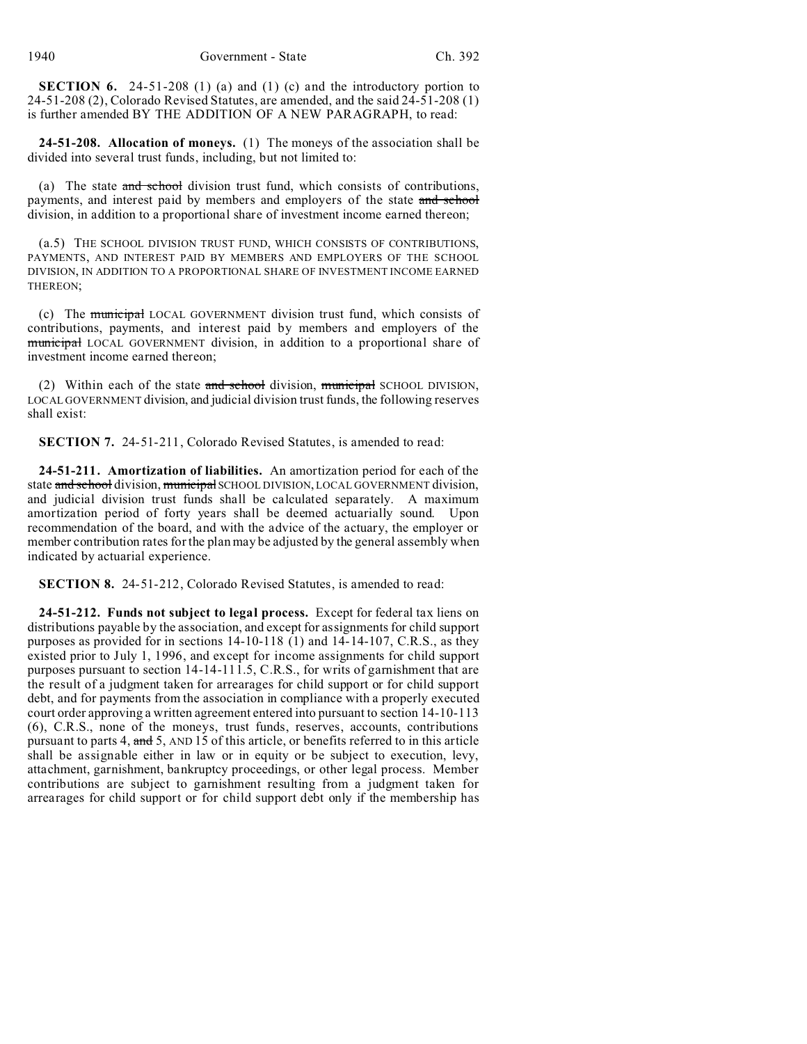**SECTION 6.** 24-51-208 (1) (a) and (1) (c) and the introductory portion to 24-51-208 (2), Colorado Revised Statutes, are amended, and the said 24-51-208 (1) is further amended BY THE ADDITION OF A NEW PARAGRAPH, to read:

**24-51-208. Allocation of moneys.** (1) The moneys of the association shall be divided into several trust funds, including, but not limited to:

(a) The state ~~and school~~ division trust fund, which consists of contributions, payments, and interest paid by members and employers of the state ~~and school~~ division, in addition to a proportional share of investment income earned thereon;

(a.5) THE SCHOOL DIVISION TRUST FUND, WHICH CONSISTS OF CONTRIBUTIONS, PAYMENTS, AND INTEREST PAID BY MEMBERS AND EMPLOYERS OF THE SCHOOL DIVISION, IN ADDITION TO A PROPORTIONAL SHARE OF INVESTMENT INCOME EARNED THEREON;

(c) The ~~municipal~~ LOCAL GOVERNMENT division trust fund, which consists of contributions, payments, and interest paid by members and employers of the ~~municipal~~ LOCAL GOVERNMENT division, in addition to a proportional share of investment income earned thereon;

(2) Within each of the state ~~and school~~ division, ~~municipal~~ SCHOOL DIVISION, LOCAL GOVERNMENT division, and judicial division trust funds, the following reserves shall exist:

**SECTION 7.** 24-51-211, Colorado Revised Statutes, is amended to read:

**24-51-211. Amortization of liabilities.** An amortization period for each of the state ~~and school~~ division, ~~municipal~~ SCHOOL DIVISION, LOCAL GOVERNMENT division, and judicial division trust funds shall be calculated separately. A maximum amortization period of forty years shall be deemed actuarially sound. Upon recommendation of the board, and with the advice of the actuary, the employer or member contribution rates for the plan may be adjusted by the general assembly when indicated by actuarial experience.

**SECTION 8.** 24-51-212, Colorado Revised Statutes, is amended to read:

**24-51-212. Funds not subject to legal process.** Except for federal tax liens on distributions payable by the association, and except for assignments for child support purposes as provided for in sections 14-10-118 (1) and 14-14-107, C.R.S., as they existed prior to July 1, 1996, and except for income assignments for child support purposes pursuant to section 14-14-111.5, C.R.S., for writs of garnishment that are the result of a judgment taken for arrearages for child support or for child support debt, and for payments from the association in compliance with a properly executed court order approving a written agreement entered into pursuant to section 14-10-113 (6), C.R.S., none of the moneys, trust funds, reserves, accounts, contributions pursuant to parts 4, ~~and~~ 5, AND 15 of this article, or benefits referred to in this article shall be assignable either in law or in equity or be subject to execution, levy, attachment, garnishment, bankruptcy proceedings, or other legal process. Member contributions are subject to garnishment resulting from a judgment taken for arrearages for child support or for child support debt only if the membership has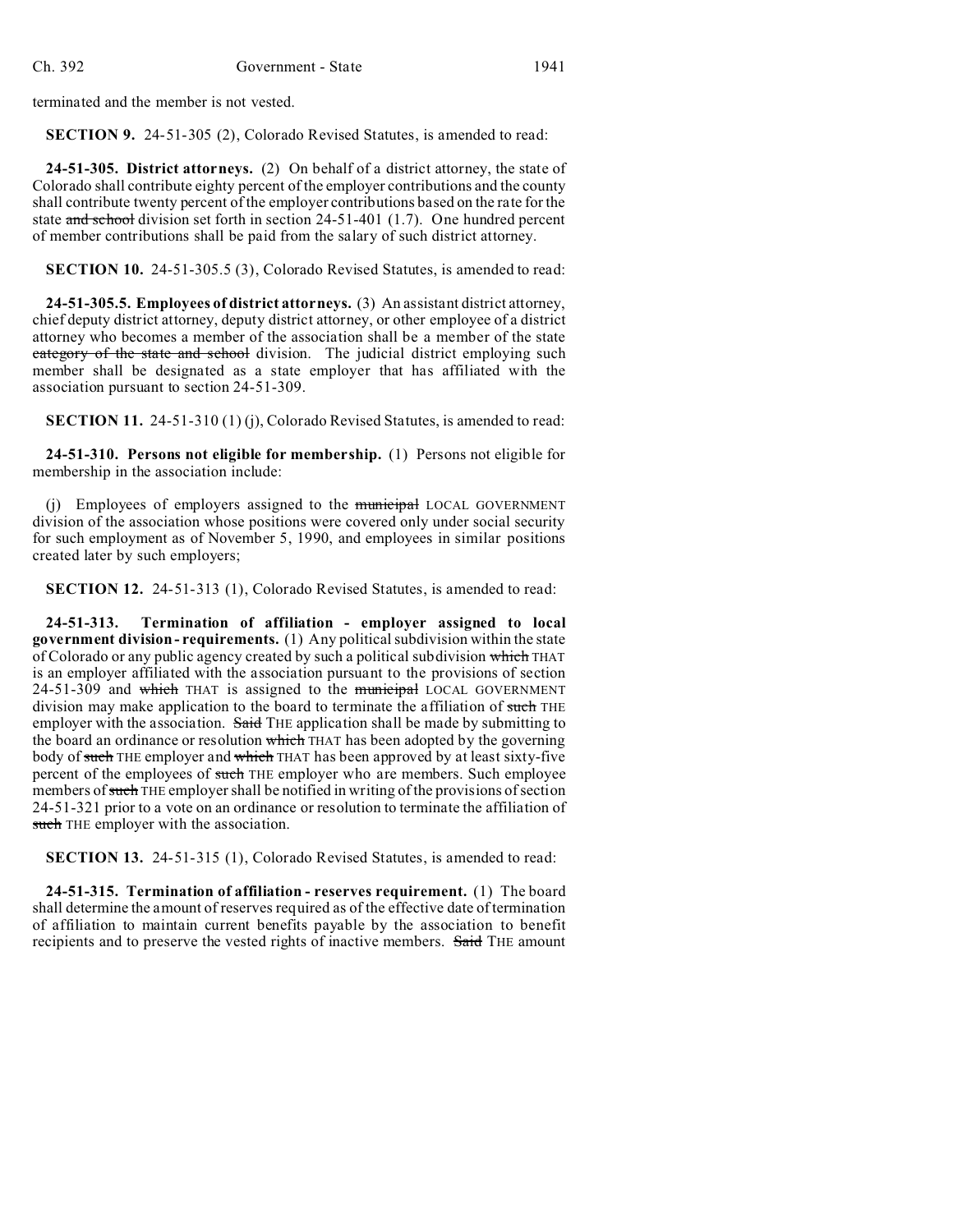terminated and the member is not vested.

**SECTION 9.** 24-51-305 (2), Colorado Revised Statutes, is amended to read:

**24-51-305. District attorneys.** (2) On behalf of a district attorney, the state of Colorado shall contribute eighty percent of the employer contributions and the county shall contribute twenty percent of the employer contributions based on the rate for the state ~~and school~~ division set forth in section 24-51-401 (1.7). One hundred percent of member contributions shall be paid from the salary of such district attorney.

**SECTION 10.** 24-51-305.5 (3), Colorado Revised Statutes, is amended to read:

**24-51-305.5. Employees of district attorneys.** (3) An assistant district attorney, chief deputy district attorney, deputy district attorney, or other employee of a district attorney who becomes a member of the association shall be a member of the state ~~category of the state and school~~ division. The judicial district employing such member shall be designated as a state employer that has affiliated with the association pursuant to section 24-51-309.

**SECTION 11.** 24-51-310 (1) (j), Colorado Revised Statutes, is amended to read:

**24-51-310. Persons not eligible for membership.** (1) Persons not eligible for membership in the association include:

(j) Employees of employers assigned to the ~~municipal~~ LOCAL GOVERNMENT division of the association whose positions were covered only under social security for such employment as of November 5, 1990, and employees in similar positions created later by such employers;

**SECTION 12.** 24-51-313 (1), Colorado Revised Statutes, is amended to read:

**24-51-313. Termination of affiliation - employer assigned to local government division - requirements.** (1) Any political subdivision within the state of Colorado or any public agency created by such a political subdivision ~~which~~ THAT is an employer affiliated with the association pursuant to the provisions of section 24-51-309 and ~~which~~ THAT is assigned to the ~~municipal~~ LOCAL GOVERNMENT division may make application to the board to terminate the affiliation of ~~such~~ THE employer with the association. ~~Said~~ THE application shall be made by submitting to the board an ordinance or resolution ~~which~~ THAT has been adopted by the governing body of ~~such~~ THE employer and ~~which~~ THAT has been approved by at least sixty-five percent of the employees of ~~such~~ THE employer who are members. Such employee members of ~~such~~ THE employer shall be notified in writing of the provisions of section 24-51-321 prior to a vote on an ordinance or resolution to terminate the affiliation of ~~such~~ THE employer with the association.

**SECTION 13.** 24-51-315 (1), Colorado Revised Statutes, is amended to read:

**24-51-315. Termination of affiliation - reserves requirement.** (1) The board shall determine the amount of reserves required as of the effective date of termination of affiliation to maintain current benefits payable by the association to benefit recipients and to preserve the vested rights of inactive members. ~~Said~~ THE amount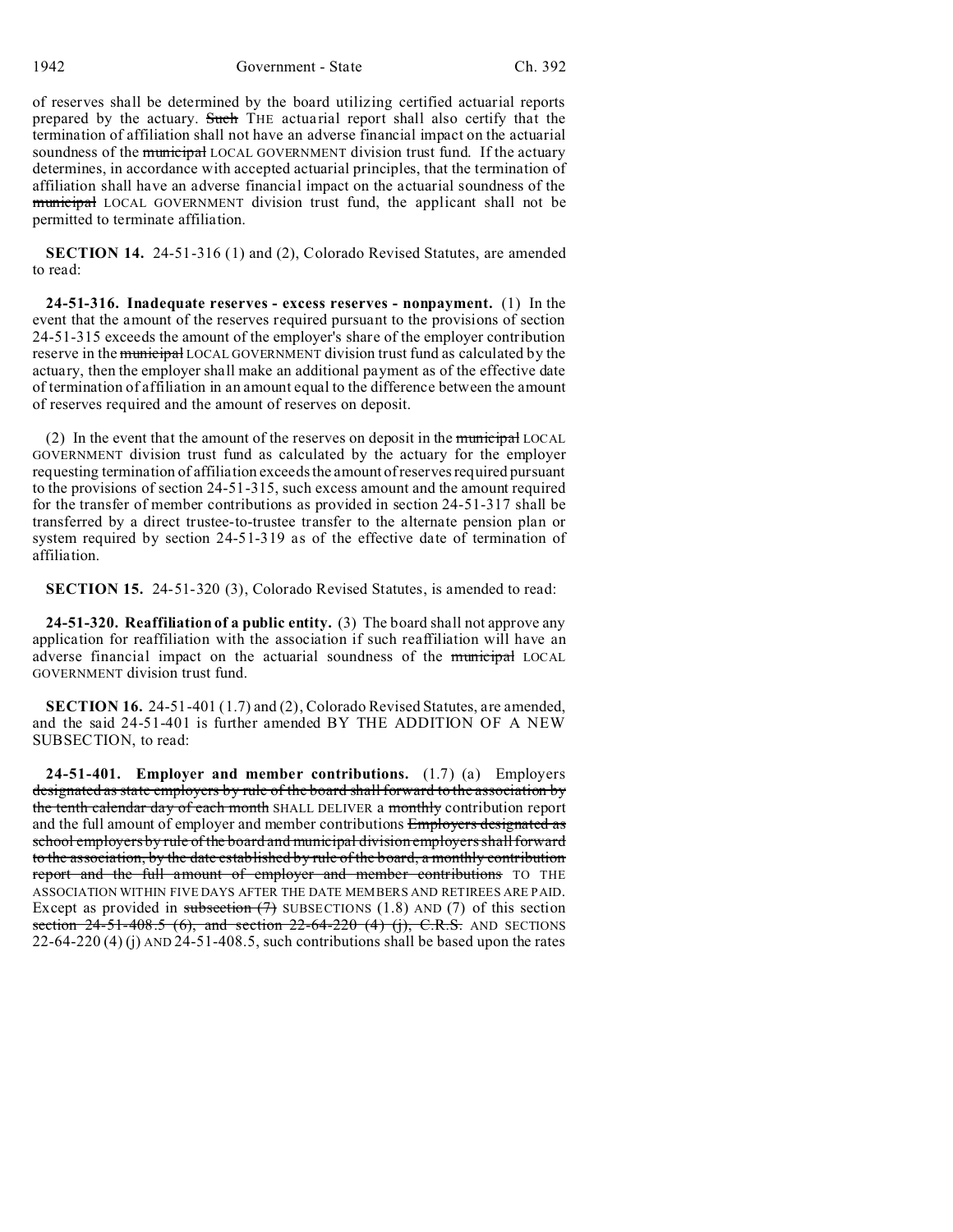of reserves shall be determined by the board utilizing certified actuarial reports prepared by the actuary. ~~Such~~ THE actuarial report shall also certify that the termination of affiliation shall not have an adverse financial impact on the actuarial soundness of the ~~municipal~~ LOCAL GOVERNMENT division trust fund. If the actuary determines, in accordance with accepted actuarial principles, that the termination of affiliation shall have an adverse financial impact on the actuarial soundness of the ~~municipal~~ LOCAL GOVERNMENT division trust fund, the applicant shall not be permitted to terminate affiliation.

**SECTION 14.** 24-51-316 (1) and (2), Colorado Revised Statutes, are amended to read:

**24-51-316. Inadequate reserves - excess reserves - nonpayment.** (1) In the event that the amount of the reserves required pursuant to the provisions of section 24-51-315 exceeds the amount of the employer's share of the employer contribution reserve in the ~~municipal~~ LOCAL GOVERNMENT division trust fund as calculated by the actuary, then the employer shall make an additional payment as of the effective date of termination of affiliation in an amount equal to the difference between the amount of reserves required and the amount of reserves on deposit.

(2) In the event that the amount of the reserves on deposit in the ~~municipal~~ LOCAL GOVERNMENT division trust fund as calculated by the actuary for the employer requesting termination of affiliation exceeds the amount of reserves required pursuant to the provisions of section 24-51-315, such excess amount and the amount required for the transfer of member contributions as provided in section 24-51-317 shall be transferred by a direct trustee-to-trustee transfer to the alternate pension plan or system required by section 24-51-319 as of the effective date of termination of affiliation.

**SECTION 15.** 24-51-320 (3), Colorado Revised Statutes, is amended to read:

**24-51-320. Reaffiliation of a public entity.** (3) The board shall not approve any application for reaffiliation with the association if such reaffiliation will have an adverse financial impact on the actuarial soundness of the ~~municipal~~ LOCAL GOVERNMENT division trust fund.

**SECTION 16.** 24-51-401 (1.7) and (2), Colorado Revised Statutes, are amended, and the said 24-51-401 is further amended BY THE ADDITION OF A NEW SUBSECTION, to read:

**24-51-401. Employer and member contributions.** (1.7) (a) Employers ~~designated as state employers by rule of the board shall forward to the association by the tenth calendar day of each month~~ SHALL DELIVER a ~~monthly~~ contribution report and the full amount of employer and member contributions ~~Employers designated as school employers by rule of the board and municipal division employers shall forward to the association, by the date established by rule of the board, a monthly contribution report and the full amount of employer and member contributions~~ TO THE ASSOCIATION WITHIN FIVE DAYS AFTER THE DATE MEMBERS AND RETIREES ARE PAID. Except as provided in ~~subsection (7)~~ SUBSECTIONS (1.8) AND (7) of this section ~~section 24-51-408.5 (6), and section 22-64-220 (4) (j), C.R.S.~~ AND SECTIONS 22-64-220 (4) (j) AND 24-51-408.5, such contributions shall be based upon the rates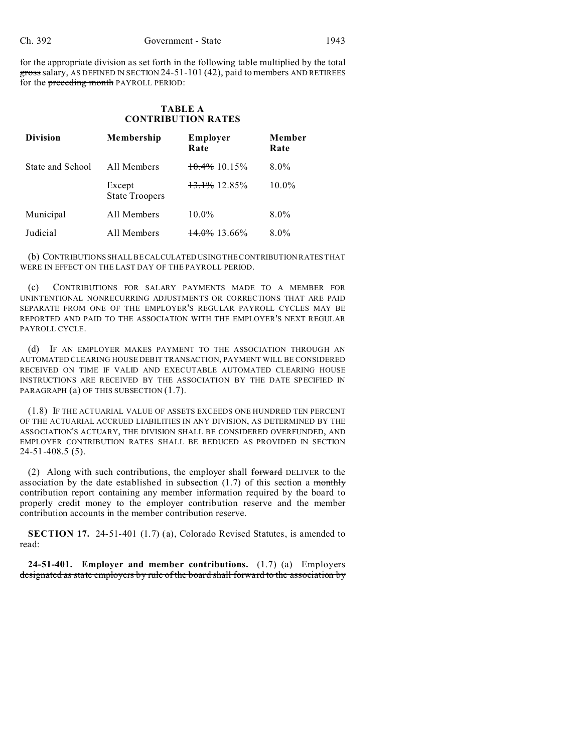for the appropriate division as set forth in the following table multiplied by the ~~total gross~~ salary, AS DEFINED IN SECTION 24-51-101 (42), paid to members AND RETIREES for the ~~preceding month~~ PAYROLL PERIOD:

**TABLE A**
**CONTRIBUTION RATES**

| Division | Membership | Employer Rate | Member Rate |
|---|---|---|---|
| State and School | All Members | ~~10.4%~~ 10.15% | 8.0% |
| | Except State Troopers | ~~13.1%~~ 12.85% | 10.0% |
| Municipal | All Members | 10.0% | 8.0% |
| Judicial | All Members | ~~14.0%~~ 13.66% | 8.0% |

(b) CONTRIBUTIONS SHALL BE CALCULATED USING THE CONTRIBUTION RATES THAT WERE IN EFFECT ON THE LAST DAY OF THE PAYROLL PERIOD.

(c) CONTRIBUTIONS FOR SALARY PAYMENTS MADE TO A MEMBER FOR UNINTENTIONAL NONRECURRING ADJUSTMENTS OR CORRECTIONS THAT ARE PAID SEPARATE FROM ONE OF THE EMPLOYER'S REGULAR PAYROLL CYCLES MAY BE REPORTED AND PAID TO THE ASSOCIATION WITH THE EMPLOYER'S NEXT REGULAR PAYROLL CYCLE.

(d) IF AN EMPLOYER MAKES PAYMENT TO THE ASSOCIATION THROUGH AN AUTOMATED CLEARING HOUSE DEBIT TRANSACTION, PAYMENT WILL BE CONSIDERED RECEIVED ON TIME IF VALID AND EXECUTABLE AUTOMATED CLEARING HOUSE INSTRUCTIONS ARE RECEIVED BY THE ASSOCIATION BY THE DATE SPECIFIED IN PARAGRAPH (a) OF THIS SUBSECTION (1.7).

(1.8) IF THE ACTUARIAL VALUE OF ASSETS EXCEEDS ONE HUNDRED TEN PERCENT OF THE ACTUARIAL ACCRUED LIABILITIES IN ANY DIVISION, AS DETERMINED BY THE ASSOCIATION'S ACTUARY, THE DIVISION SHALL BE CONSIDERED OVERFUNDED, AND EMPLOYER CONTRIBUTION RATES SHALL BE REDUCED AS PROVIDED IN SECTION 24-51-408.5 (5).

(2) Along with such contributions, the employer shall ~~forward~~ DELIVER to the association by the date established in subsection (1.7) of this section a ~~monthly~~ contribution report containing any member information required by the board to properly credit money to the employer contribution reserve and the member contribution accounts in the member contribution reserve.

**SECTION 17.** 24-51-401 (1.7) (a), Colorado Revised Statutes, is amended to read:

**24-51-401. Employer and member contributions.** (1.7) (a) Employers ~~designated as state employers by rule of the board shall forward to the association by~~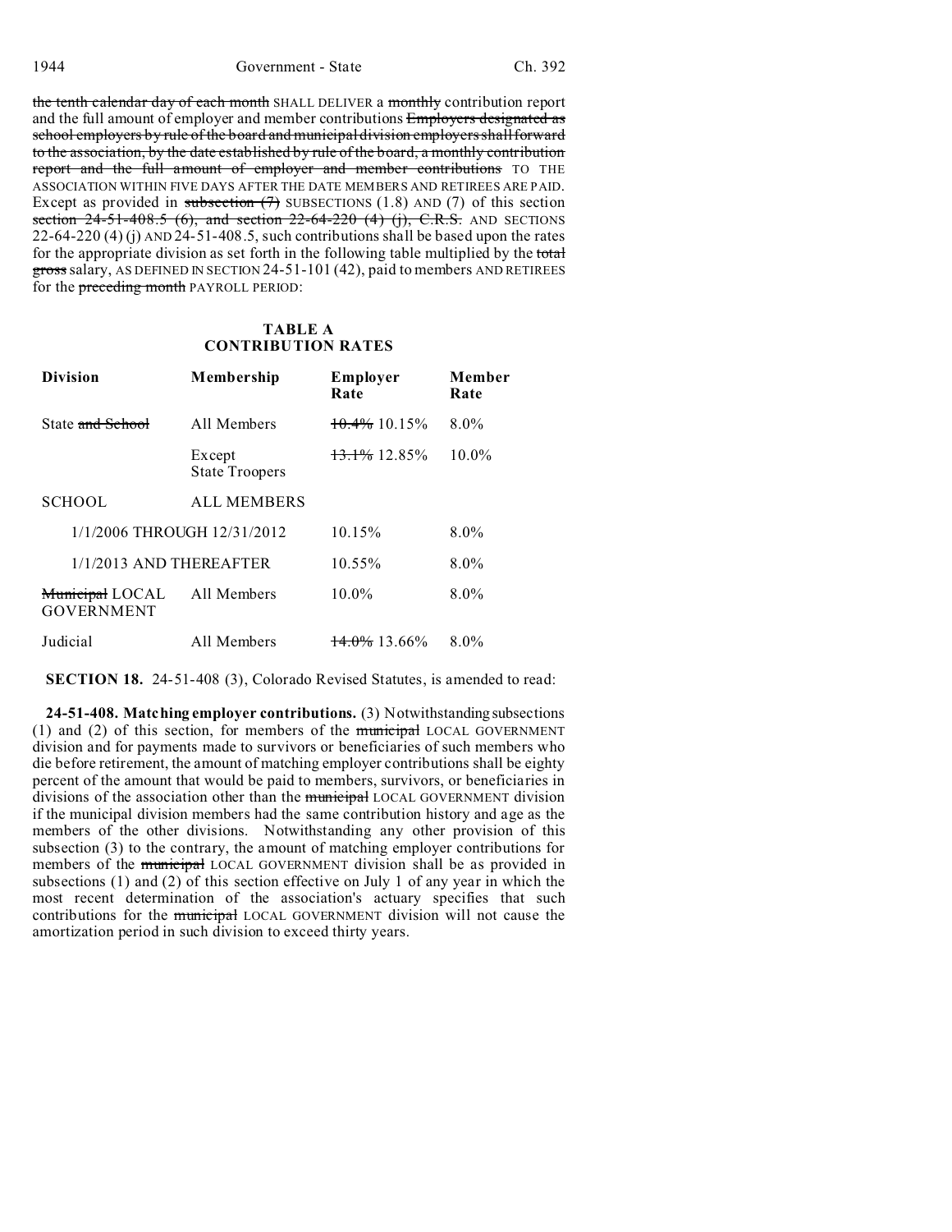the tenth calendar day of each month SHALL DELIVER a monthly contribution report and the full amount of employer and member contributions Employers designated as school employers by rule of the board and municipal division employers shall forward to the association, by the date established by rule of the board, a monthly contribution report and the full amount of employer and member contributions TO THE ASSOCIATION WITHIN FIVE DAYS AFTER THE DATE MEMBERS AND RETIREES ARE PAID. Except as provided in subsection (7) SUBSECTIONS (1.8) AND (7) of this section section 24-51-408.5 (6), and section 22-64-220 (4) (j), C.R.S. AND SECTIONS 22-64-220 (4) (j) AND 24-51-408.5, such contributions shall be based upon the rates for the appropriate division as set forth in the following table multiplied by the total gross salary, AS DEFINED IN SECTION 24-51-101 (42), paid to members AND RETIREES for the preceding month PAYROLL PERIOD:

**TABLE A**
**CONTRIBUTION RATES**

| Division | Membership | Employer Rate | Member Rate |
|---|---|---|---|
| State and School | All Members | 10.4% 10.15% | 8.0% |
| | Except State Troopers | 13.1% 12.85% | 10.0% |
| SCHOOL | ALL MEMBERS | | |
| 1/1/2006 THROUGH 12/31/2012 | | 10.15% | 8.0% |
| 1/1/2013 AND THEREAFTER | | 10.55% | 8.0% |
| Municipal LOCAL GOVERNMENT | All Members | 10.0% | 8.0% |
| Judicial | All Members | 14.0% 13.66% | 8.0% |

**SECTION 18.** 24-51-408 (3), Colorado Revised Statutes, is amended to read:

**24-51-408. Matching employer contributions.** (3) Notwithstanding subsections (1) and (2) of this section, for members of the municipal LOCAL GOVERNMENT division and for payments made to survivors or beneficiaries of such members who die before retirement, the amount of matching employer contributions shall be eighty percent of the amount that would be paid to members, survivors, or beneficiaries in divisions of the association other than the municipal LOCAL GOVERNMENT division if the municipal division members had the same contribution history and age as the members of the other divisions. Notwithstanding any other provision of this subsection (3) to the contrary, the amount of matching employer contributions for members of the municipal LOCAL GOVERNMENT division shall be as provided in subsections (1) and (2) of this section effective on July 1 of any year in which the most recent determination of the association's actuary specifies that such contributions for the municipal LOCAL GOVERNMENT division will not cause the amortization period in such division to exceed thirty years.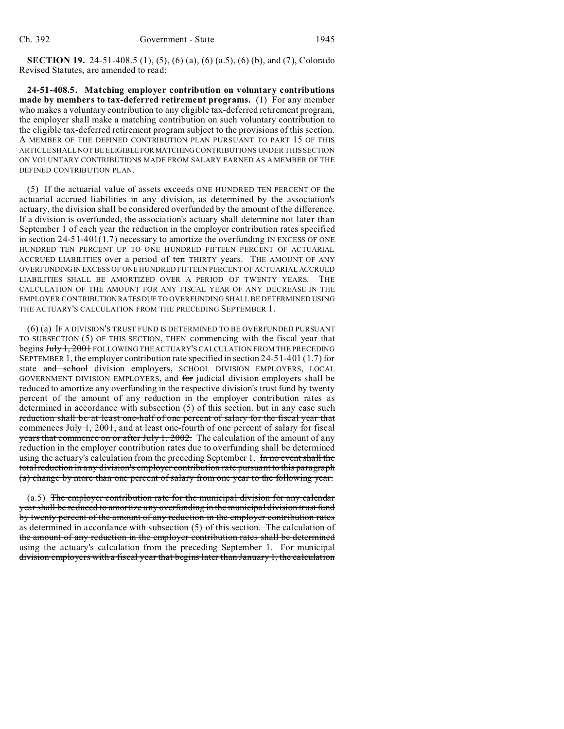**SECTION 19.** 24-51-408.5 (1), (5), (6) (a), (6) (a.5), (6) (b), and (7), Colorado Revised Statutes, are amended to read:

**24-51-408.5. Matching employer contribution on voluntary contributions made by members to tax-deferred retirement programs.** (1) For any member who makes a voluntary contribution to any eligible tax-deferred retirement program, the employer shall make a matching contribution on such voluntary contribution to the eligible tax-deferred retirement program subject to the provisions of this section. A MEMBER OF THE DEFINED CONTRIBUTION PLAN PURSUANT TO PART 15 OF THIS ARTICLE SHALL NOT BE ELIGIBLE FOR MATCHING CONTRIBUTIONS UNDER THIS SECTION ON VOLUNTARY CONTRIBUTIONS MADE FROM SALARY EARNED AS A MEMBER OF THE DEFINED CONTRIBUTION PLAN.

(5) If the actuarial value of assets exceeds ONE HUNDRED TEN PERCENT OF the actuarial accrued liabilities in any division, as determined by the association's actuary, the division shall be considered overfunded by the amount of the difference. If a division is overfunded, the association's actuary shall determine not later than September 1 of each year the reduction in the employer contribution rates specified in section 24-51-401(1.7) necessary to amortize the overfunding IN EXCESS OF ONE HUNDRED TEN PERCENT UP TO ONE HUNDRED FIFTEEN PERCENT OF ACTUARIAL ACCRUED LIABILITIES over a period of ~~ten~~ THIRTY years. THE AMOUNT OF ANY OVERFUNDING IN EXCESS OF ONE HUNDRED FIFTEEN PERCENT OF ACTUARIAL ACCRUED LIABILITIES SHALL BE AMORTIZED OVER A PERIOD OF TWENTY YEARS. THE CALCULATION OF THE AMOUNT FOR ANY FISCAL YEAR OF ANY DECREASE IN THE EMPLOYER CONTRIBUTION RATES DUE TO OVERFUNDING SHALL BE DETERMINED USING THE ACTUARY'S CALCULATION FROM THE PRECEDING SEPTEMBER 1.

(6) (a) IF A DIVISION'S TRUST FUND IS DETERMINED TO BE OVERFUNDED PURSUANT TO SUBSECTION (5) OF THIS SECTION, THEN commencing with the fiscal year that begins ~~July 1, 2001~~ FOLLOWING THE ACTUARY'S CALCULATION FROM THE PRECEDING SEPTEMBER 1, the employer contribution rate specified in section 24-51-401 (1.7) for state ~~and school~~ division employers, SCHOOL DIVISION EMPLOYERS, LOCAL GOVERNMENT DIVISION EMPLOYERS, and ~~for~~ judicial division employers shall be reduced to amortize any overfunding in the respective division's trust fund by twenty percent of the amount of any reduction in the employer contribution rates as determined in accordance with subsection (5) of this section. ~~but in any case such reduction shall be at least one-half of one percent of salary for the fiscal year that commences July 1, 2001, and at least one-fourth of one percent of salary for fiscal years that commence on or after July 1, 2002.~~ The calculation of the amount of any reduction in the employer contribution rates due to overfunding shall be determined using the actuary's calculation from the preceding September 1. ~~In no event shall the total reduction in any division's employer contribution rate pursuant to this paragraph (a) change by more than one percent of salary from one year to the following year.~~

(a.5) ~~The employer contribution rate for the municipal division for any calendar year shall be reduced to amortize any overfunding in the municipal division trust fund by twenty percent of the amount of any reduction in the employer contribution rates as determined in accordance with subsection (5) of this section. The calculation of the amount of any reduction in the employer contribution rates shall be determined using the actuary's calculation from the preceding September 1. For municipal division employers with a fiscal year that begins later than January 1, the calculation~~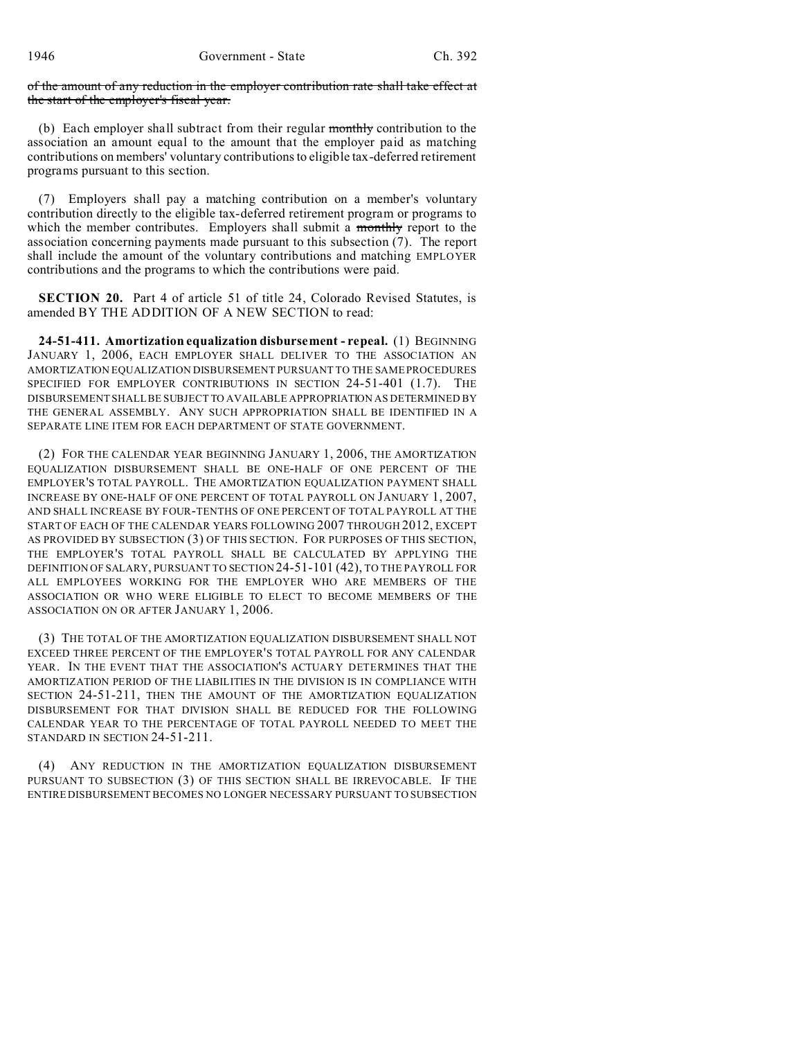~~of the amount of any reduction in the employer contribution rate shall take effect at the start of the employer's fiscal year.~~

(b) Each employer shall subtract from their regular ~~monthly~~ contribution to the association an amount equal to the amount that the employer paid as matching contributions on members' voluntary contributions to eligible tax-deferred retirement programs pursuant to this section.

(7) Employers shall pay a matching contribution on a member's voluntary contribution directly to the eligible tax-deferred retirement program or programs to which the member contributes. Employers shall submit a ~~monthly~~ report to the association concerning payments made pursuant to this subsection (7). The report shall include the amount of the voluntary contributions and matching EMPLOYER contributions and the programs to which the contributions were paid.

**SECTION 20.** Part 4 of article 51 of title 24, Colorado Revised Statutes, is amended BY THE ADDITION OF A NEW SECTION to read:

**24-51-411. Amortization equalization disbursement - repeal.** (1) BEGINNING JANUARY 1, 2006, EACH EMPLOYER SHALL DELIVER TO THE ASSOCIATION AN AMORTIZATION EQUALIZATION DISBURSEMENT PURSUANT TO THE SAME PROCEDURES SPECIFIED FOR EMPLOYER CONTRIBUTIONS IN SECTION 24-51-401 (1.7). THE DISBURSEMENT SHALL BE SUBJECT TO AVAILABLE APPROPRIATION AS DETERMINED BY THE GENERAL ASSEMBLY. ANY SUCH APPROPRIATION SHALL BE IDENTIFIED IN A SEPARATE LINE ITEM FOR EACH DEPARTMENT OF STATE GOVERNMENT.

(2) FOR THE CALENDAR YEAR BEGINNING JANUARY 1, 2006, THE AMORTIZATION EQUALIZATION DISBURSEMENT SHALL BE ONE-HALF OF ONE PERCENT OF THE EMPLOYER'S TOTAL PAYROLL. THE AMORTIZATION EQUALIZATION PAYMENT SHALL INCREASE BY ONE-HALF OF ONE PERCENT OF TOTAL PAYROLL ON JANUARY 1, 2007, AND SHALL INCREASE BY FOUR-TENTHS OF ONE PERCENT OF TOTAL PAYROLL AT THE START OF EACH OF THE CALENDAR YEARS FOLLOWING 2007 THROUGH 2012, EXCEPT AS PROVIDED BY SUBSECTION (3) OF THIS SECTION. FOR PURPOSES OF THIS SECTION, THE EMPLOYER'S TOTAL PAYROLL SHALL BE CALCULATED BY APPLYING THE DEFINITION OF SALARY, PURSUANT TO SECTION 24-51-101 (42), TO THE PAYROLL FOR ALL EMPLOYEES WORKING FOR THE EMPLOYER WHO ARE MEMBERS OF THE ASSOCIATION OR WHO WERE ELIGIBLE TO ELECT TO BECOME MEMBERS OF THE ASSOCIATION ON OR AFTER JANUARY 1, 2006.

(3) THE TOTAL OF THE AMORTIZATION EQUALIZATION DISBURSEMENT SHALL NOT EXCEED THREE PERCENT OF THE EMPLOYER'S TOTAL PAYROLL FOR ANY CALENDAR YEAR. IN THE EVENT THAT THE ASSOCIATION'S ACTUARY DETERMINES THAT THE AMORTIZATION PERIOD OF THE LIABILITIES IN THE DIVISION IS IN COMPLIANCE WITH SECTION 24-51-211, THEN THE AMOUNT OF THE AMORTIZATION EQUALIZATION DISBURSEMENT FOR THAT DIVISION SHALL BE REDUCED FOR THE FOLLOWING CALENDAR YEAR TO THE PERCENTAGE OF TOTAL PAYROLL NEEDED TO MEET THE STANDARD IN SECTION 24-51-211.

(4) ANY REDUCTION IN THE AMORTIZATION EQUALIZATION DISBURSEMENT PURSUANT TO SUBSECTION (3) OF THIS SECTION SHALL BE IRREVOCABLE. IF THE ENTIRE DISBURSEMENT BECOMES NO LONGER NECESSARY PURSUANT TO SUBSECTION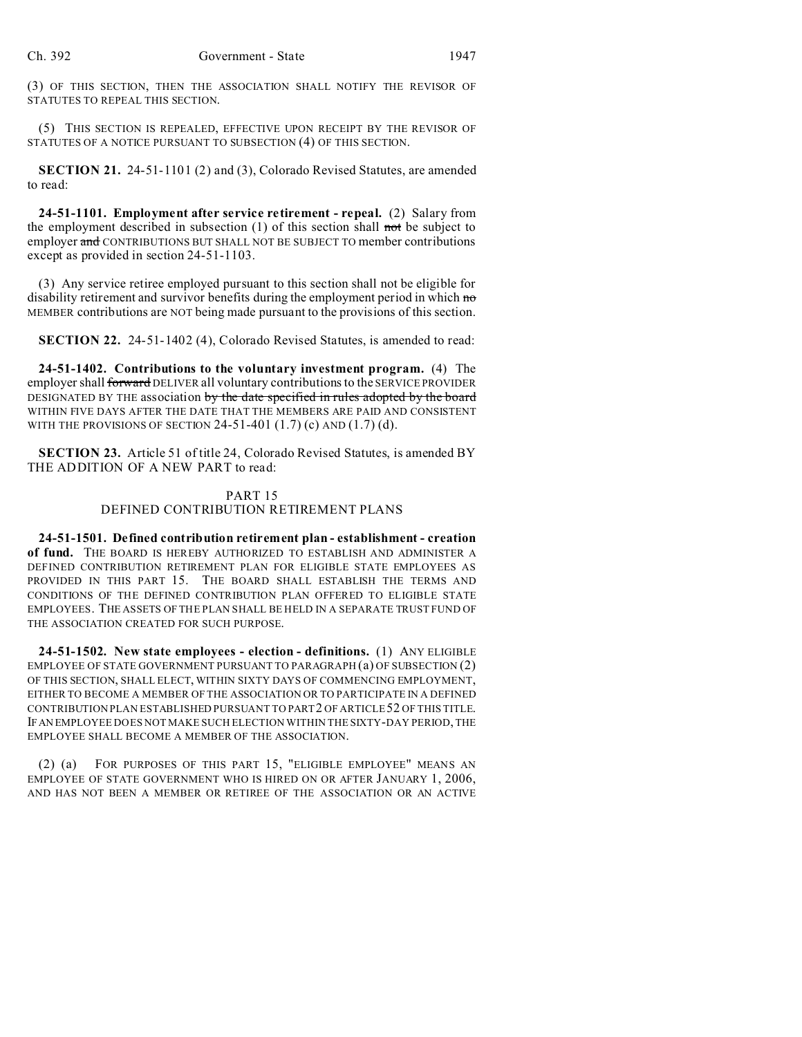(3) OF THIS SECTION, THEN THE ASSOCIATION SHALL NOTIFY THE REVISOR OF STATUTES TO REPEAL THIS SECTION.

(5) THIS SECTION IS REPEALED, EFFECTIVE UPON RECEIPT BY THE REVISOR OF STATUTES OF A NOTICE PURSUANT TO SUBSECTION (4) OF THIS SECTION.

**SECTION 21.** 24-51-1101 (2) and (3), Colorado Revised Statutes, are amended to read:

**24-51-1101. Employment after service retirement - repeal.** (2) Salary from the employment described in subsection (1) of this section shall ~~not~~ be subject to employer ~~and~~ CONTRIBUTIONS BUT SHALL NOT BE SUBJECT TO member contributions except as provided in section 24-51-1103.

(3) Any service retiree employed pursuant to this section shall not be eligible for disability retirement and survivor benefits during the employment period in which ~~no~~ MEMBER contributions are NOT being made pursuant to the provisions of this section.

**SECTION 22.** 24-51-1402 (4), Colorado Revised Statutes, is amended to read:

**24-51-1402. Contributions to the voluntary investment program.** (4) The employer shall ~~forward~~ DELIVER all voluntary contributions to the SERVICE PROVIDER DESIGNATED BY THE association ~~by the date specified in rules adopted by the board~~ WITHIN FIVE DAYS AFTER THE DATE THAT THE MEMBERS ARE PAID AND CONSISTENT WITH THE PROVISIONS OF SECTION 24-51-401 (1.7) (c) AND (1.7) (d).

**SECTION 23.** Article 51 of title 24, Colorado Revised Statutes, is amended BY THE ADDITION OF A NEW PART to read:

PART 15
DEFINED CONTRIBUTION RETIREMENT PLANS

**24-51-1501. Defined contribution retirement plan - establishment - creation of fund.** THE BOARD IS HEREBY AUTHORIZED TO ESTABLISH AND ADMINISTER A DEFINED CONTRIBUTION RETIREMENT PLAN FOR ELIGIBLE STATE EMPLOYEES AS PROVIDED IN THIS PART 15. THE BOARD SHALL ESTABLISH THE TERMS AND CONDITIONS OF THE DEFINED CONTRIBUTION PLAN OFFERED TO ELIGIBLE STATE EMPLOYEES. THE ASSETS OF THE PLAN SHALL BE HELD IN A SEPARATE TRUST FUND OF THE ASSOCIATION CREATED FOR SUCH PURPOSE.

**24-51-1502. New state employees - election - definitions.** (1) ANY ELIGIBLE EMPLOYEE OF STATE GOVERNMENT PURSUANT TO PARAGRAPH (a) OF SUBSECTION (2) OF THIS SECTION, SHALL ELECT, WITHIN SIXTY DAYS OF COMMENCING EMPLOYMENT, EITHER TO BECOME A MEMBER OF THE ASSOCIATION OR TO PARTICIPATE IN A DEFINED CONTRIBUTION PLAN ESTABLISHED PURSUANT TO PART 2 OF ARTICLE 52 OF THIS TITLE. IF AN EMPLOYEE DOES NOT MAKE SUCH ELECTION WITHIN THE SIXTY-DAY PERIOD, THE EMPLOYEE SHALL BECOME A MEMBER OF THE ASSOCIATION.

(2) (a) FOR PURPOSES OF THIS PART 15, "ELIGIBLE EMPLOYEE" MEANS AN EMPLOYEE OF STATE GOVERNMENT WHO IS HIRED ON OR AFTER JANUARY 1, 2006, AND HAS NOT BEEN A MEMBER OR RETIREE OF THE ASSOCIATION OR AN ACTIVE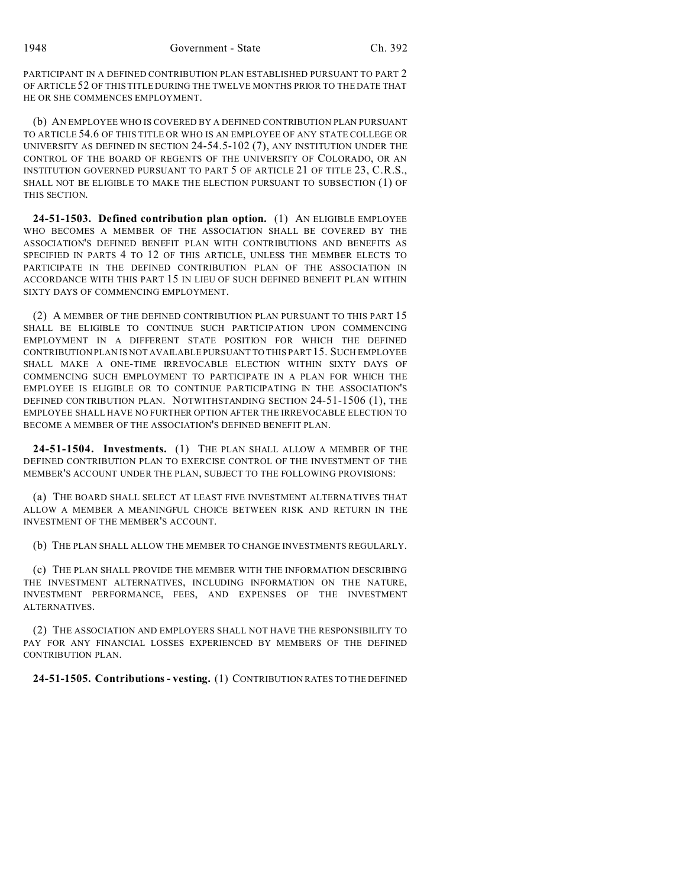PARTICIPANT IN A DEFINED CONTRIBUTION PLAN ESTABLISHED PURSUANT TO PART 2 OF ARTICLE 52 OF THIS TITLE DURING THE TWELVE MONTHS PRIOR TO THE DATE THAT HE OR SHE COMMENCES EMPLOYMENT.

(b) AN EMPLOYEE WHO IS COVERED BY A DEFINED CONTRIBUTION PLAN PURSUANT TO ARTICLE 54.6 OF THIS TITLE OR WHO IS AN EMPLOYEE OF ANY STATE COLLEGE OR UNIVERSITY AS DEFINED IN SECTION 24-54.5-102 (7), ANY INSTITUTION UNDER THE CONTROL OF THE BOARD OF REGENTS OF THE UNIVERSITY OF COLORADO, OR AN INSTITUTION GOVERNED PURSUANT TO PART 5 OF ARTICLE 21 OF TITLE 23, C.R.S., SHALL NOT BE ELIGIBLE TO MAKE THE ELECTION PURSUANT TO SUBSECTION (1) OF THIS SECTION.

**24-51-1503. Defined contribution plan option.** (1) AN ELIGIBLE EMPLOYEE WHO BECOMES A MEMBER OF THE ASSOCIATION SHALL BE COVERED BY THE ASSOCIATION'S DEFINED BENEFIT PLAN WITH CONTRIBUTIONS AND BENEFITS AS SPECIFIED IN PARTS 4 TO 12 OF THIS ARTICLE, UNLESS THE MEMBER ELECTS TO PARTICIPATE IN THE DEFINED CONTRIBUTION PLAN OF THE ASSOCIATION IN ACCORDANCE WITH THIS PART 15 IN LIEU OF SUCH DEFINED BENEFIT PLAN WITHIN SIXTY DAYS OF COMMENCING EMPLOYMENT.

(2) A MEMBER OF THE DEFINED CONTRIBUTION PLAN PURSUANT TO THIS PART 15 SHALL BE ELIGIBLE TO CONTINUE SUCH PARTICIPATION UPON COMMENCING EMPLOYMENT IN A DIFFERENT STATE POSITION FOR WHICH THE DEFINED CONTRIBUTION PLAN IS NOT AVAILABLE PURSUANT TO THIS PART 15. SUCH EMPLOYEE SHALL MAKE A ONE-TIME IRREVOCABLE ELECTION WITHIN SIXTY DAYS OF COMMENCING SUCH EMPLOYMENT TO PARTICIPATE IN A PLAN FOR WHICH THE EMPLOYEE IS ELIGIBLE OR TO CONTINUE PARTICIPATING IN THE ASSOCIATION'S DEFINED CONTRIBUTION PLAN. NOTWITHSTANDING SECTION 24-51-1506 (1), THE EMPLOYEE SHALL HAVE NO FURTHER OPTION AFTER THE IRREVOCABLE ELECTION TO BECOME A MEMBER OF THE ASSOCIATION'S DEFINED BENEFIT PLAN.

**24-51-1504. Investments.** (1) THE PLAN SHALL ALLOW A MEMBER OF THE DEFINED CONTRIBUTION PLAN TO EXERCISE CONTROL OF THE INVESTMENT OF THE MEMBER'S ACCOUNT UNDER THE PLAN, SUBJECT TO THE FOLLOWING PROVISIONS:

(a) THE BOARD SHALL SELECT AT LEAST FIVE INVESTMENT ALTERNATIVES THAT ALLOW A MEMBER A MEANINGFUL CHOICE BETWEEN RISK AND RETURN IN THE INVESTMENT OF THE MEMBER'S ACCOUNT.

(b) THE PLAN SHALL ALLOW THE MEMBER TO CHANGE INVESTMENTS REGULARLY.

(c) THE PLAN SHALL PROVIDE THE MEMBER WITH THE INFORMATION DESCRIBING THE INVESTMENT ALTERNATIVES, INCLUDING INFORMATION ON THE NATURE, INVESTMENT PERFORMANCE, FEES, AND EXPENSES OF THE INVESTMENT ALTERNATIVES.

(2) THE ASSOCIATION AND EMPLOYERS SHALL NOT HAVE THE RESPONSIBILITY TO PAY FOR ANY FINANCIAL LOSSES EXPERIENCED BY MEMBERS OF THE DEFINED CONTRIBUTION PLAN.

**24-51-1505. Contributions - vesting.** (1) CONTRIBUTION RATES TO THE DEFINED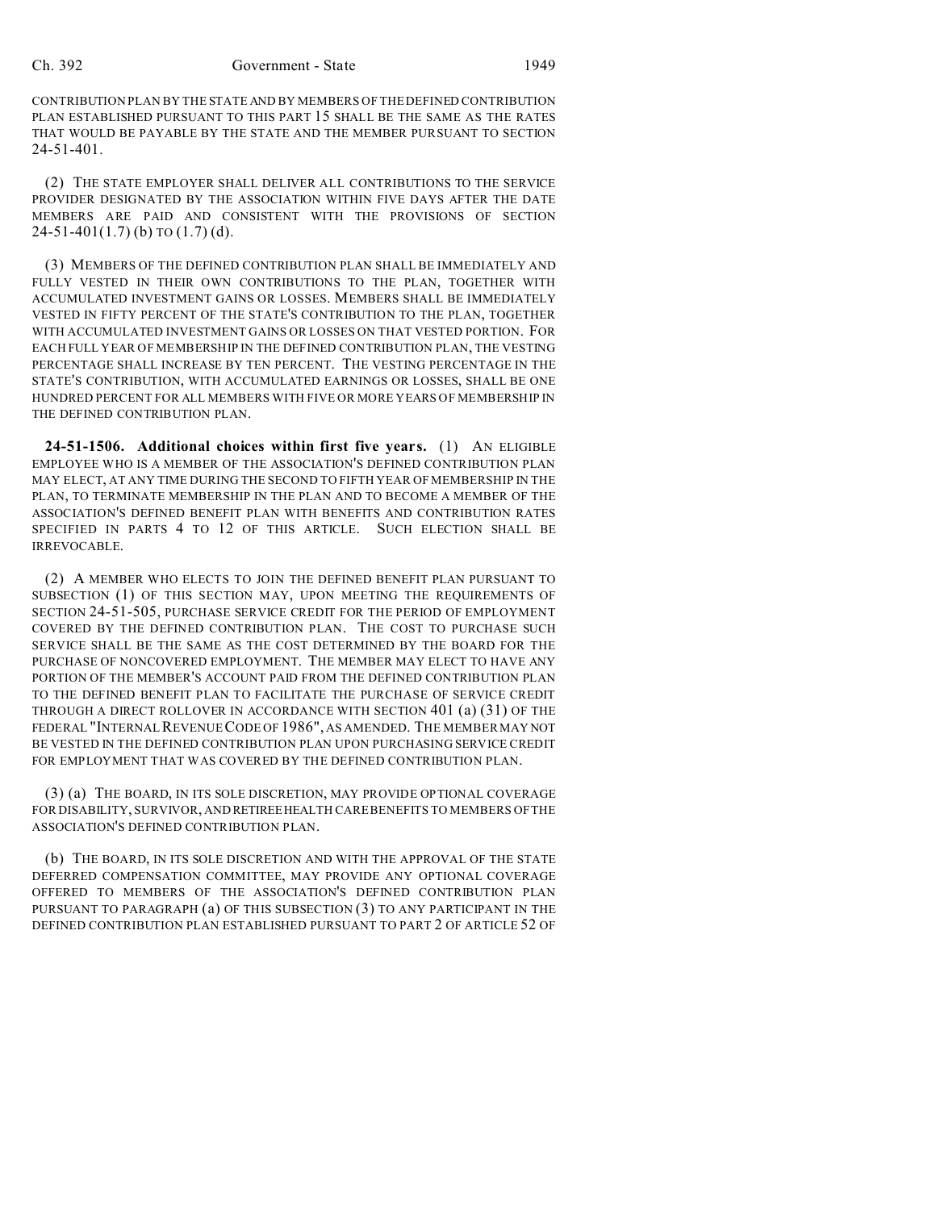CONTRIBUTION PLAN BY THE STATE AND BY MEMBERS OF THE DEFINED CONTRIBUTION PLAN ESTABLISHED PURSUANT TO THIS PART 15 SHALL BE THE SAME AS THE RATES THAT WOULD BE PAYABLE BY THE STATE AND THE MEMBER PURSUANT TO SECTION 24-51-401.

(2) THE STATE EMPLOYER SHALL DELIVER ALL CONTRIBUTIONS TO THE SERVICE PROVIDER DESIGNATED BY THE ASSOCIATION WITHIN FIVE DAYS AFTER THE DATE MEMBERS ARE PAID AND CONSISTENT WITH THE PROVISIONS OF SECTION 24-51-401(1.7) (b) TO (1.7) (d).

(3) MEMBERS OF THE DEFINED CONTRIBUTION PLAN SHALL BE IMMEDIATELY AND FULLY VESTED IN THEIR OWN CONTRIBUTIONS TO THE PLAN, TOGETHER WITH ACCUMULATED INVESTMENT GAINS OR LOSSES. MEMBERS SHALL BE IMMEDIATELY VESTED IN FIFTY PERCENT OF THE STATE'S CONTRIBUTION TO THE PLAN, TOGETHER WITH ACCUMULATED INVESTMENT GAINS OR LOSSES ON THAT VESTED PORTION. FOR EACH FULL YEAR OF MEMBERSHIP IN THE DEFINED CONTRIBUTION PLAN, THE VESTING PERCENTAGE SHALL INCREASE BY TEN PERCENT. THE VESTING PERCENTAGE IN THE STATE'S CONTRIBUTION, WITH ACCUMULATED EARNINGS OR LOSSES, SHALL BE ONE HUNDRED PERCENT FOR ALL MEMBERS WITH FIVE OR MORE YEARS OF MEMBERSHIP IN THE DEFINED CONTRIBUTION PLAN.

**24-51-1506. Additional choices within first five years.** (1) AN ELIGIBLE EMPLOYEE WHO IS A MEMBER OF THE ASSOCIATION'S DEFINED CONTRIBUTION PLAN MAY ELECT, AT ANY TIME DURING THE SECOND TO FIFTH YEAR OF MEMBERSHIP IN THE PLAN, TO TERMINATE MEMBERSHIP IN THE PLAN AND TO BECOME A MEMBER OF THE ASSOCIATION'S DEFINED BENEFIT PLAN WITH BENEFITS AND CONTRIBUTION RATES SPECIFIED IN PARTS 4 TO 12 OF THIS ARTICLE. SUCH ELECTION SHALL BE IRREVOCABLE.

(2) A MEMBER WHO ELECTS TO JOIN THE DEFINED BENEFIT PLAN PURSUANT TO SUBSECTION (1) OF THIS SECTION MAY, UPON MEETING THE REQUIREMENTS OF SECTION 24-51-505, PURCHASE SERVICE CREDIT FOR THE PERIOD OF EMPLOYMENT COVERED BY THE DEFINED CONTRIBUTION PLAN. THE COST TO PURCHASE SUCH SERVICE SHALL BE THE SAME AS THE COST DETERMINED BY THE BOARD FOR THE PURCHASE OF NONCOVERED EMPLOYMENT. THE MEMBER MAY ELECT TO HAVE ANY PORTION OF THE MEMBER'S ACCOUNT PAID FROM THE DEFINED CONTRIBUTION PLAN TO THE DEFINED BENEFIT PLAN TO FACILITATE THE PURCHASE OF SERVICE CREDIT THROUGH A DIRECT ROLLOVER IN ACCORDANCE WITH SECTION 401 (a) (31) OF THE FEDERAL "INTERNAL REVENUE CODE OF 1986", AS AMENDED. THE MEMBER MAY NOT BE VESTED IN THE DEFINED CONTRIBUTION PLAN UPON PURCHASING SERVICE CREDIT FOR EMPLOYMENT THAT WAS COVERED BY THE DEFINED CONTRIBUTION PLAN.

(3) (a) THE BOARD, IN ITS SOLE DISCRETION, MAY PROVIDE OPTIONAL COVERAGE FOR DISABILITY, SURVIVOR, AND RETIREE HEALTH CARE BENEFITS TO MEMBERS OF THE ASSOCIATION'S DEFINED CONTRIBUTION PLAN.

(b) THE BOARD, IN ITS SOLE DISCRETION AND WITH THE APPROVAL OF THE STATE DEFERRED COMPENSATION COMMITTEE, MAY PROVIDE ANY OPTIONAL COVERAGE OFFERED TO MEMBERS OF THE ASSOCIATION'S DEFINED CONTRIBUTION PLAN PURSUANT TO PARAGRAPH (a) OF THIS SUBSECTION (3) TO ANY PARTICIPANT IN THE DEFINED CONTRIBUTION PLAN ESTABLISHED PURSUANT TO PART 2 OF ARTICLE 52 OF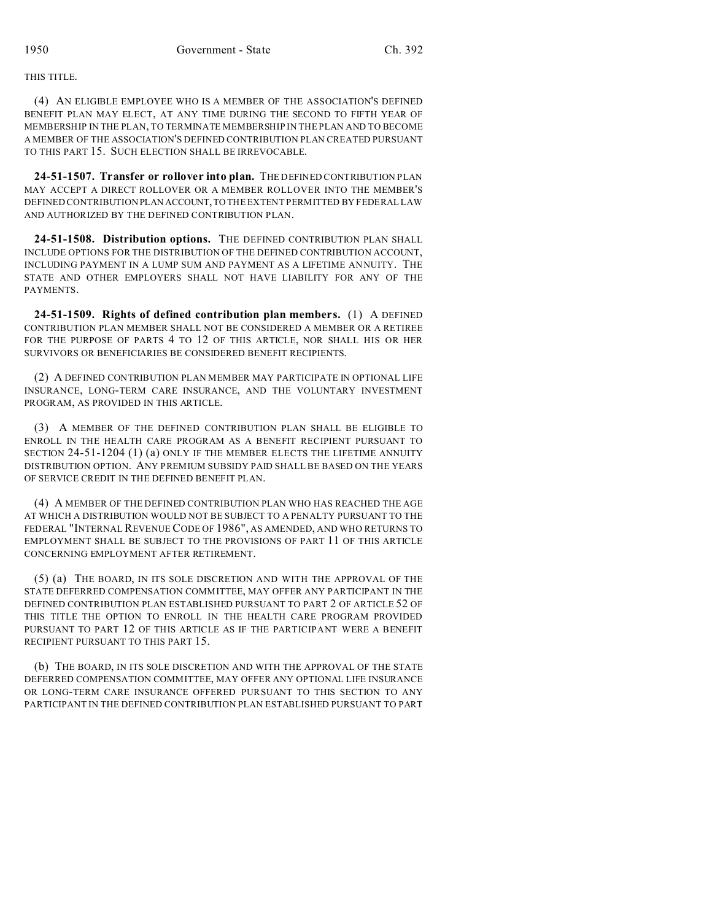THIS TITLE.

(4) AN ELIGIBLE EMPLOYEE WHO IS A MEMBER OF THE ASSOCIATION'S DEFINED BENEFIT PLAN MAY ELECT, AT ANY TIME DURING THE SECOND TO FIFTH YEAR OF MEMBERSHIP IN THE PLAN, TO TERMINATE MEMBERSHIP IN THE PLAN AND TO BECOME A MEMBER OF THE ASSOCIATION'S DEFINED CONTRIBUTION PLAN CREATED PURSUANT TO THIS PART 15. SUCH ELECTION SHALL BE IRREVOCABLE.

**24-51-1507. Transfer or rollover into plan.** THE DEFINED CONTRIBUTION PLAN MAY ACCEPT A DIRECT ROLLOVER OR A MEMBER ROLLOVER INTO THE MEMBER'S DEFINED CONTRIBUTION PLAN ACCOUNT, TO THE EXTENT PERMITTED BY FEDERAL LAW AND AUTHORIZED BY THE DEFINED CONTRIBUTION PLAN.

**24-51-1508. Distribution options.** THE DEFINED CONTRIBUTION PLAN SHALL INCLUDE OPTIONS FOR THE DISTRIBUTION OF THE DEFINED CONTRIBUTION ACCOUNT, INCLUDING PAYMENT IN A LUMP SUM AND PAYMENT AS A LIFETIME ANNUITY. THE STATE AND OTHER EMPLOYERS SHALL NOT HAVE LIABILITY FOR ANY OF THE PAYMENTS.

**24-51-1509. Rights of defined contribution plan members.** (1) A DEFINED CONTRIBUTION PLAN MEMBER SHALL NOT BE CONSIDERED A MEMBER OR A RETIREE FOR THE PURPOSE OF PARTS 4 TO 12 OF THIS ARTICLE, NOR SHALL HIS OR HER SURVIVORS OR BENEFICIARIES BE CONSIDERED BENEFIT RECIPIENTS.

(2) A DEFINED CONTRIBUTION PLAN MEMBER MAY PARTICIPATE IN OPTIONAL LIFE INSURANCE, LONG-TERM CARE INSURANCE, AND THE VOLUNTARY INVESTMENT PROGRAM, AS PROVIDED IN THIS ARTICLE.

(3) A MEMBER OF THE DEFINED CONTRIBUTION PLAN SHALL BE ELIGIBLE TO ENROLL IN THE HEALTH CARE PROGRAM AS A BENEFIT RECIPIENT PURSUANT TO SECTION 24-51-1204 (1) (a) ONLY IF THE MEMBER ELECTS THE LIFETIME ANNUITY DISTRIBUTION OPTION. ANY PREMIUM SUBSIDY PAID SHALL BE BASED ON THE YEARS OF SERVICE CREDIT IN THE DEFINED BENEFIT PLAN.

(4) A MEMBER OF THE DEFINED CONTRIBUTION PLAN WHO HAS REACHED THE AGE AT WHICH A DISTRIBUTION WOULD NOT BE SUBJECT TO A PENALTY PURSUANT TO THE FEDERAL "INTERNAL REVENUE CODE OF 1986", AS AMENDED, AND WHO RETURNS TO EMPLOYMENT SHALL BE SUBJECT TO THE PROVISIONS OF PART 11 OF THIS ARTICLE CONCERNING EMPLOYMENT AFTER RETIREMENT.

(5) (a) THE BOARD, IN ITS SOLE DISCRETION AND WITH THE APPROVAL OF THE STATE DEFERRED COMPENSATION COMMITTEE, MAY OFFER ANY PARTICIPANT IN THE DEFINED CONTRIBUTION PLAN ESTABLISHED PURSUANT TO PART 2 OF ARTICLE 52 OF THIS TITLE THE OPTION TO ENROLL IN THE HEALTH CARE PROGRAM PROVIDED PURSUANT TO PART 12 OF THIS ARTICLE AS IF THE PARTICIPANT WERE A BENEFIT RECIPIENT PURSUANT TO THIS PART 15.

(b) THE BOARD, IN ITS SOLE DISCRETION AND WITH THE APPROVAL OF THE STATE DEFERRED COMPENSATION COMMITTEE, MAY OFFER ANY OPTIONAL LIFE INSURANCE OR LONG-TERM CARE INSURANCE OFFERED PURSUANT TO THIS SECTION TO ANY PARTICIPANT IN THE DEFINED CONTRIBUTION PLAN ESTABLISHED PURSUANT TO PART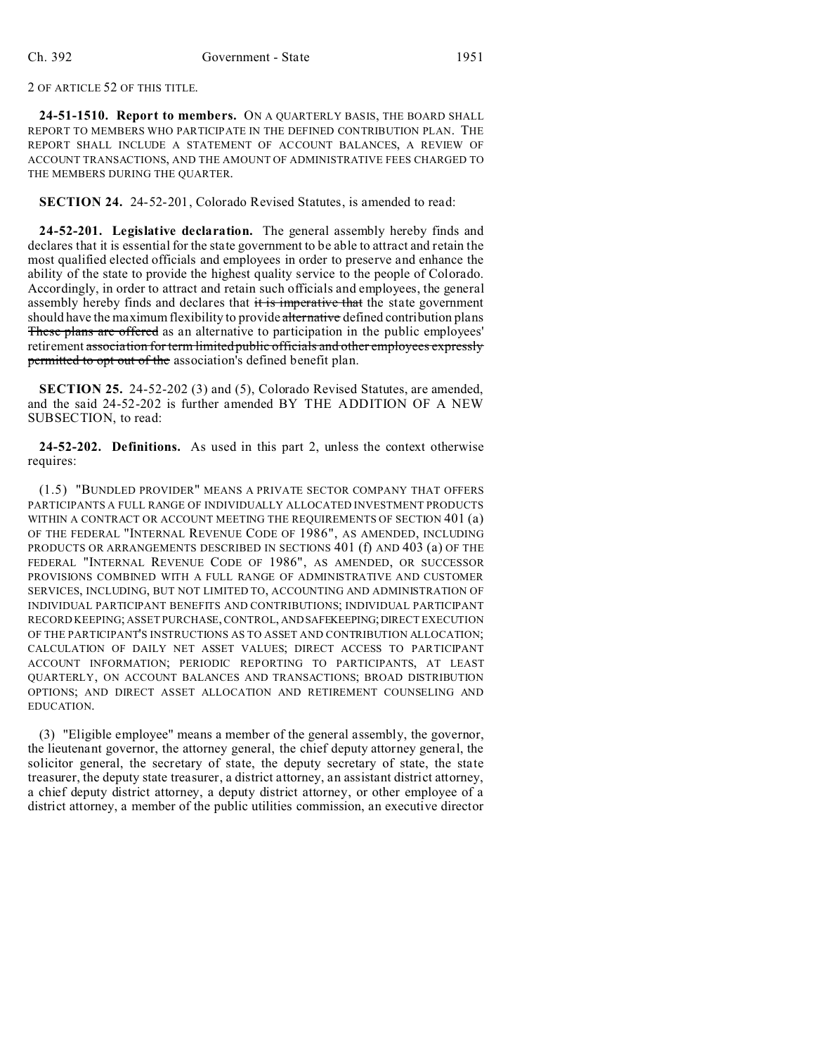2 OF ARTICLE 52 OF THIS TITLE.

**24-51-1510. Report to members.** ON A QUARTERLY BASIS, THE BOARD SHALL REPORT TO MEMBERS WHO PARTICIPATE IN THE DEFINED CONTRIBUTION PLAN. THE REPORT SHALL INCLUDE A STATEMENT OF ACCOUNT BALANCES, A REVIEW OF ACCOUNT TRANSACTIONS, AND THE AMOUNT OF ADMINISTRATIVE FEES CHARGED TO THE MEMBERS DURING THE QUARTER.

**SECTION 24.** 24-52-201, Colorado Revised Statutes, is amended to read:

**24-52-201. Legislative declaration.** The general assembly hereby finds and declares that it is essential for the state government to be able to attract and retain the most qualified elected officials and employees in order to preserve and enhance the ability of the state to provide the highest quality service to the people of Colorado. Accordingly, in order to attract and retain such officials and employees, the general assembly hereby finds and declares that ~~it is imperative that~~ the state government should have the maximum flexibility to provide ~~alternative~~ defined contribution plans ~~These plans are offered~~ as an alternative to participation in the public employees' retirement ~~association for term limited public officials and other employees expressly permitted to opt out of the~~ association's defined benefit plan.

**SECTION 25.** 24-52-202 (3) and (5), Colorado Revised Statutes, are amended, and the said 24-52-202 is further amended BY THE ADDITION OF A NEW SUBSECTION, to read:

**24-52-202. Definitions.** As used in this part 2, unless the context otherwise requires:

(1.5) "BUNDLED PROVIDER" MEANS A PRIVATE SECTOR COMPANY THAT OFFERS PARTICIPANTS A FULL RANGE OF INDIVIDUALLY ALLOCATED INVESTMENT PRODUCTS WITHIN A CONTRACT OR ACCOUNT MEETING THE REQUIREMENTS OF SECTION 401 (a) OF THE FEDERAL "INTERNAL REVENUE CODE OF 1986", AS AMENDED, INCLUDING PRODUCTS OR ARRANGEMENTS DESCRIBED IN SECTIONS 401 (f) AND 403 (a) OF THE FEDERAL "INTERNAL REVENUE CODE OF 1986", AS AMENDED, OR SUCCESSOR PROVISIONS COMBINED WITH A FULL RANGE OF ADMINISTRATIVE AND CUSTOMER SERVICES, INCLUDING, BUT NOT LIMITED TO, ACCOUNTING AND ADMINISTRATION OF INDIVIDUAL PARTICIPANT BENEFITS AND CONTRIBUTIONS; INDIVIDUAL PARTICIPANT RECORD KEEPING; ASSET PURCHASE, CONTROL, AND SAFEKEEPING; DIRECT EXECUTION OF THE PARTICIPANT'S INSTRUCTIONS AS TO ASSET AND CONTRIBUTION ALLOCATION; CALCULATION OF DAILY NET ASSET VALUES; DIRECT ACCESS TO PARTICIPANT ACCOUNT INFORMATION; PERIODIC REPORTING TO PARTICIPANTS, AT LEAST QUARTERLY, ON ACCOUNT BALANCES AND TRANSACTIONS; BROAD DISTRIBUTION OPTIONS; AND DIRECT ASSET ALLOCATION AND RETIREMENT COUNSELING AND EDUCATION.

(3) "Eligible employee" means a member of the general assembly, the governor, the lieutenant governor, the attorney general, the chief deputy attorney general, the solicitor general, the secretary of state, the deputy secretary of state, the state treasurer, the deputy state treasurer, a district attorney, an assistant district attorney, a chief deputy district attorney, a deputy district attorney, or other employee of a district attorney, a member of the public utilities commission, an executive director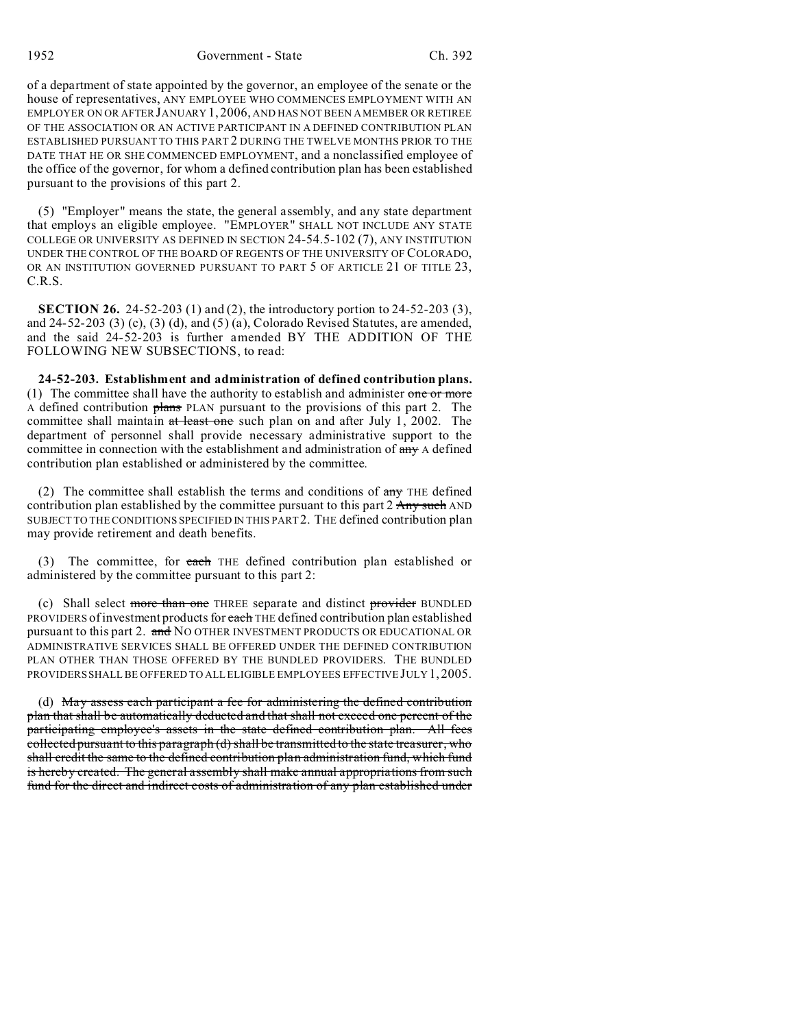of a department of state appointed by the governor, an employee of the senate or the house of representatives, ANY EMPLOYEE WHO COMMENCES EMPLOYMENT WITH AN EMPLOYER ON OR AFTER JANUARY 1, 2006, AND HAS NOT BEEN A MEMBER OR RETIREE OF THE ASSOCIATION OR AN ACTIVE PARTICIPANT IN A DEFINED CONTRIBUTION PLAN ESTABLISHED PURSUANT TO THIS PART 2 DURING THE TWELVE MONTHS PRIOR TO THE DATE THAT HE OR SHE COMMENCED EMPLOYMENT, and a nonclassified employee of the office of the governor, for whom a defined contribution plan has been established pursuant to the provisions of this part 2.

(5) "Employer" means the state, the general assembly, and any state department that employs an eligible employee. "EMPLOYER" SHALL NOT INCLUDE ANY STATE COLLEGE OR UNIVERSITY AS DEFINED IN SECTION 24-54.5-102 (7), ANY INSTITUTION UNDER THE CONTROL OF THE BOARD OF REGENTS OF THE UNIVERSITY OF COLORADO, OR AN INSTITUTION GOVERNED PURSUANT TO PART 5 OF ARTICLE 21 OF TITLE 23, C.R.S.

**SECTION 26.** 24-52-203 (1) and (2), the introductory portion to 24-52-203 (3), and 24-52-203 (3) (c), (3) (d), and (5) (a), Colorado Revised Statutes, are amended, and the said 24-52-203 is further amended BY THE ADDITION OF THE FOLLOWING NEW SUBSECTIONS, to read:

**24-52-203. Establishment and administration of defined contribution plans.** (1) The committee shall have the authority to establish and administer ~~one or more~~ A defined contribution ~~plans~~ PLAN pursuant to the provisions of this part 2. The committee shall maintain ~~at least one~~ such plan on and after July 1, 2002. The department of personnel shall provide necessary administrative support to the committee in connection with the establishment and administration of ~~any~~ A defined contribution plan established or administered by the committee.

(2) The committee shall establish the terms and conditions of ~~any~~ THE defined contribution plan established by the committee pursuant to this part 2 ~~Any such~~ AND SUBJECT TO THE CONDITIONS SPECIFIED IN THIS PART 2. THE defined contribution plan may provide retirement and death benefits.

(3) The committee, for ~~each~~ THE defined contribution plan established or administered by the committee pursuant to this part 2:

(c) Shall select ~~more than one~~ THREE separate and distinct ~~provider~~ BUNDLED PROVIDERS of investment products for ~~each~~ THE defined contribution plan established pursuant to this part 2. ~~and~~ NO OTHER INVESTMENT PRODUCTS OR EDUCATIONAL OR ADMINISTRATIVE SERVICES SHALL BE OFFERED UNDER THE DEFINED CONTRIBUTION PLAN OTHER THAN THOSE OFFERED BY THE BUNDLED PROVIDERS. THE BUNDLED PROVIDERS SHALL BE OFFERED TO ALL ELIGIBLE EMPLOYEES EFFECTIVE JULY 1, 2005.

(d) ~~May assess each participant a fee for administering the defined contribution plan that shall be automatically deducted and that shall not exceed one percent of the participating employee's assets in the state defined contribution plan. All fees collected pursuant to this paragraph (d) shall be transmitted to the state treasurer, who shall credit the same to the defined contribution plan administration fund, which fund is hereby created. The general assembly shall make annual appropriations from such fund for the direct and indirect costs of administration of any plan established under~~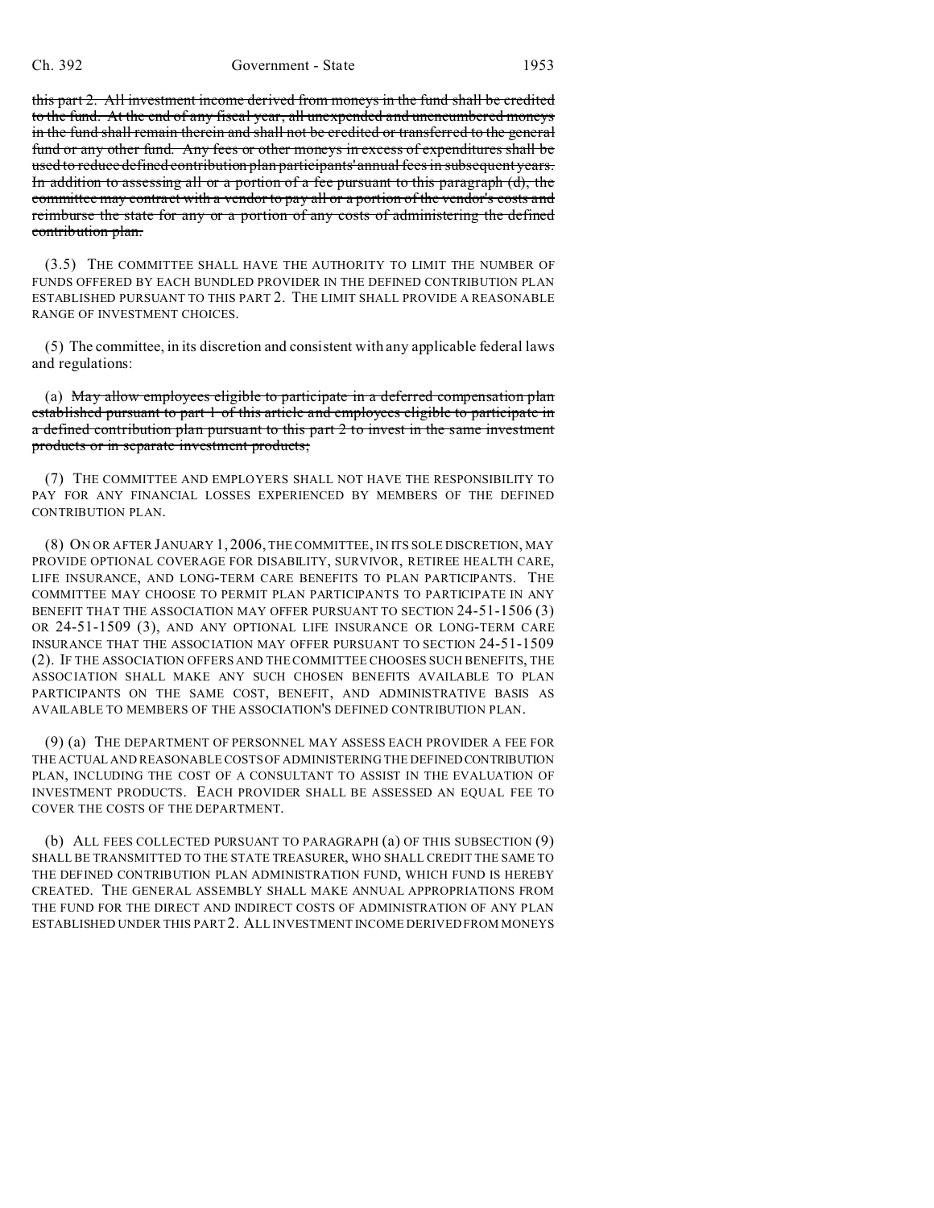~~this part 2. All investment income derived from moneys in the fund shall be credited to the fund. At the end of any fiscal year, all unexpended and unencumbered moneys in the fund shall remain therein and shall not be credited or transferred to the general fund or any other fund. Any fees or other moneys in excess of expenditures shall be used to reduce defined contribution plan participants' annual fees in subsequent years. In addition to assessing all or a portion of a fee pursuant to this paragraph (d), the committee may contract with a vendor to pay all or a portion of the vendor's costs and reimburse the state for any or a portion of any costs of administering the defined contribution plan.~~

(3.5) THE COMMITTEE SHALL HAVE THE AUTHORITY TO LIMIT THE NUMBER OF FUNDS OFFERED BY EACH BUNDLED PROVIDER IN THE DEFINED CONTRIBUTION PLAN ESTABLISHED PURSUANT TO THIS PART 2. THE LIMIT SHALL PROVIDE A REASONABLE RANGE OF INVESTMENT CHOICES.

(5) The committee, in its discretion and consistent with any applicable federal laws and regulations:

(a) ~~May allow employees eligible to participate in a deferred compensation plan established pursuant to part 1 of this article and employees eligible to participate in a defined contribution plan pursuant to this part 2 to invest in the same investment products or in separate investment products;~~

(7) THE COMMITTEE AND EMPLOYERS SHALL NOT HAVE THE RESPONSIBILITY TO PAY FOR ANY FINANCIAL LOSSES EXPERIENCED BY MEMBERS OF THE DEFINED CONTRIBUTION PLAN.

(8) ON OR AFTER JANUARY 1, 2006, THE COMMITTEE, IN ITS SOLE DISCRETION, MAY PROVIDE OPTIONAL COVERAGE FOR DISABILITY, SURVIVOR, RETIREE HEALTH CARE, LIFE INSURANCE, AND LONG-TERM CARE BENEFITS TO PLAN PARTICIPANTS. THE COMMITTEE MAY CHOOSE TO PERMIT PLAN PARTICIPANTS TO PARTICIPATE IN ANY BENEFIT THAT THE ASSOCIATION MAY OFFER PURSUANT TO SECTION 24-51-1506 (3) OR 24-51-1509 (3), AND ANY OPTIONAL LIFE INSURANCE OR LONG-TERM CARE INSURANCE THAT THE ASSOCIATION MAY OFFER PURSUANT TO SECTION 24-51-1509 (2). IF THE ASSOCIATION OFFERS AND THE COMMITTEE CHOOSES SUCH BENEFITS, THE ASSOCIATION SHALL MAKE ANY SUCH CHOSEN BENEFITS AVAILABLE TO PLAN PARTICIPANTS ON THE SAME COST, BENEFIT, AND ADMINISTRATIVE BASIS AS AVAILABLE TO MEMBERS OF THE ASSOCIATION'S DEFINED CONTRIBUTION PLAN.

(9) (a) THE DEPARTMENT OF PERSONNEL MAY ASSESS EACH PROVIDER A FEE FOR THE ACTUAL AND REASONABLE COSTS OF ADMINISTERING THE DEFINED CONTRIBUTION PLAN, INCLUDING THE COST OF A CONSULTANT TO ASSIST IN THE EVALUATION OF INVESTMENT PRODUCTS. EACH PROVIDER SHALL BE ASSESSED AN EQUAL FEE TO COVER THE COSTS OF THE DEPARTMENT.

(b) ALL FEES COLLECTED PURSUANT TO PARAGRAPH (a) OF THIS SUBSECTION (9) SHALL BE TRANSMITTED TO THE STATE TREASURER, WHO SHALL CREDIT THE SAME TO THE DEFINED CONTRIBUTION PLAN ADMINISTRATION FUND, WHICH FUND IS HEREBY CREATED. THE GENERAL ASSEMBLY SHALL MAKE ANNUAL APPROPRIATIONS FROM THE FUND FOR THE DIRECT AND INDIRECT COSTS OF ADMINISTRATION OF ANY PLAN ESTABLISHED UNDER THIS PART 2. ALL INVESTMENT INCOME DERIVED FROM MONEYS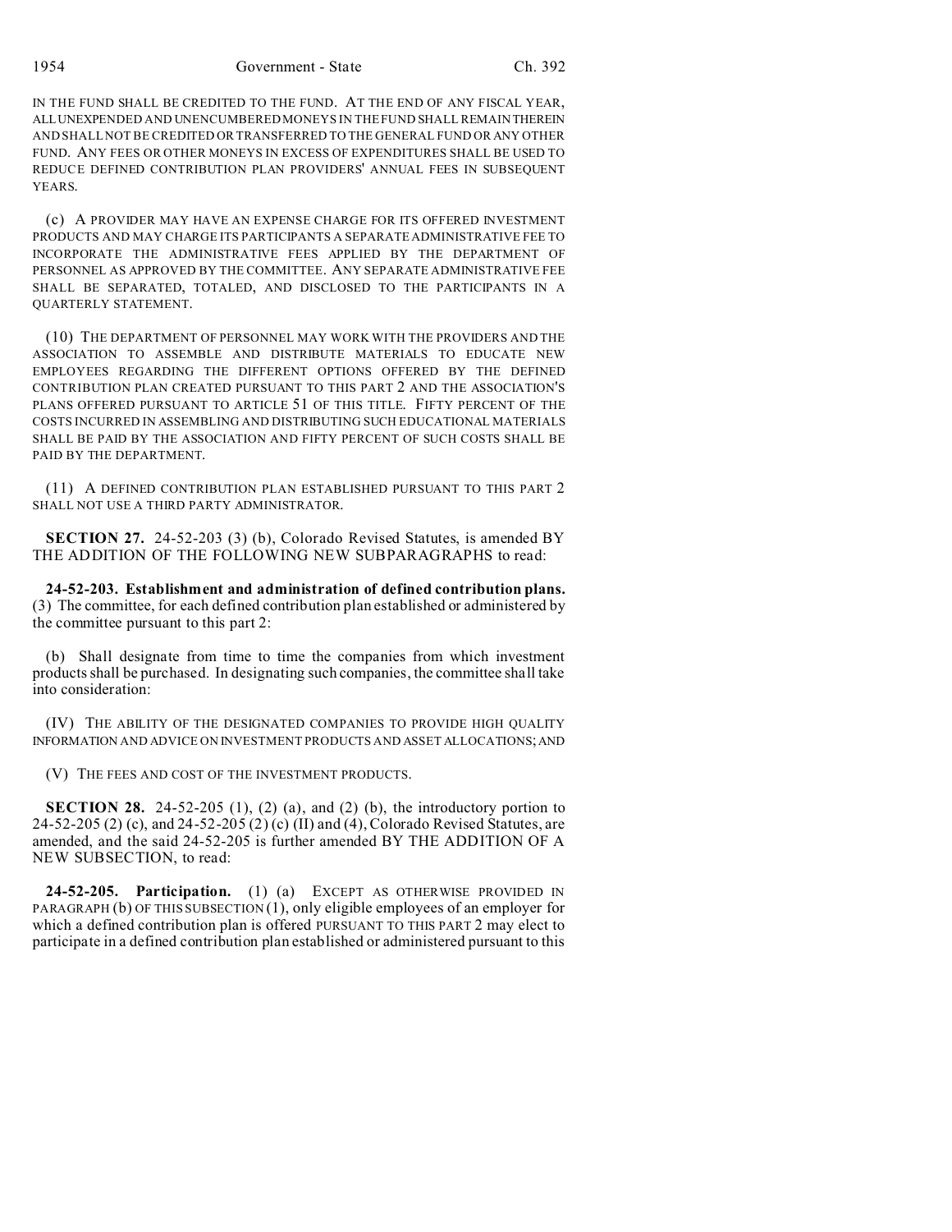IN THE FUND SHALL BE CREDITED TO THE FUND. AT THE END OF ANY FISCAL YEAR, ALL UNEXPENDED AND UNENCUMBERED MONEYS IN THE FUND SHALL REMAIN THEREIN AND SHALL NOT BE CREDITED OR TRANSFERRED TO THE GENERAL FUND OR ANY OTHER FUND. ANY FEES OR OTHER MONEYS IN EXCESS OF EXPENDITURES SHALL BE USED TO REDUCE DEFINED CONTRIBUTION PLAN PROVIDERS' ANNUAL FEES IN SUBSEQUENT YEARS.

(c) A PROVIDER MAY HAVE AN EXPENSE CHARGE FOR ITS OFFERED INVESTMENT PRODUCTS AND MAY CHARGE ITS PARTICIPANTS A SEPARATE ADMINISTRATIVE FEE TO INCORPORATE THE ADMINISTRATIVE FEES APPLIED BY THE DEPARTMENT OF PERSONNEL AS APPROVED BY THE COMMITTEE. ANY SEPARATE ADMINISTRATIVE FEE SHALL BE SEPARATED, TOTALED, AND DISCLOSED TO THE PARTICIPANTS IN A QUARTERLY STATEMENT.

(10) THE DEPARTMENT OF PERSONNEL MAY WORK WITH THE PROVIDERS AND THE ASSOCIATION TO ASSEMBLE AND DISTRIBUTE MATERIALS TO EDUCATE NEW EMPLOYEES REGARDING THE DIFFERENT OPTIONS OFFERED BY THE DEFINED CONTRIBUTION PLAN CREATED PURSUANT TO THIS PART 2 AND THE ASSOCIATION'S PLANS OFFERED PURSUANT TO ARTICLE 51 OF THIS TITLE. FIFTY PERCENT OF THE COSTS INCURRED IN ASSEMBLING AND DISTRIBUTING SUCH EDUCATIONAL MATERIALS SHALL BE PAID BY THE ASSOCIATION AND FIFTY PERCENT OF SUCH COSTS SHALL BE PAID BY THE DEPARTMENT.

(11) A DEFINED CONTRIBUTION PLAN ESTABLISHED PURSUANT TO THIS PART 2 SHALL NOT USE A THIRD PARTY ADMINISTRATOR.

**SECTION 27.** 24-52-203 (3) (b), Colorado Revised Statutes, is amended BY THE ADDITION OF THE FOLLOWING NEW SUBPARAGRAPHS to read:

**24-52-203. Establishment and administration of defined contribution plans.** (3) The committee, for each defined contribution plan established or administered by the committee pursuant to this part 2:

(b) Shall designate from time to time the companies from which investment products shall be purchased. In designating such companies, the committee shall take into consideration:

(IV) THE ABILITY OF THE DESIGNATED COMPANIES TO PROVIDE HIGH QUALITY INFORMATION AND ADVICE ON INVESTMENT PRODUCTS AND ASSET ALLOCATIONS; AND

(V) THE FEES AND COST OF THE INVESTMENT PRODUCTS.

**SECTION 28.** 24-52-205 (1), (2) (a), and (2) (b), the introductory portion to 24-52-205 (2) (c), and 24-52-205 (2) (c) (II) and (4), Colorado Revised Statutes, are amended, and the said 24-52-205 is further amended BY THE ADDITION OF A NEW SUBSECTION, to read:

**24-52-205. Participation.** (1) (a) EXCEPT AS OTHERWISE PROVIDED IN PARAGRAPH (b) OF THIS SUBSECTION (1), only eligible employees of an employer for which a defined contribution plan is offered PURSUANT TO THIS PART 2 may elect to participate in a defined contribution plan established or administered pursuant to this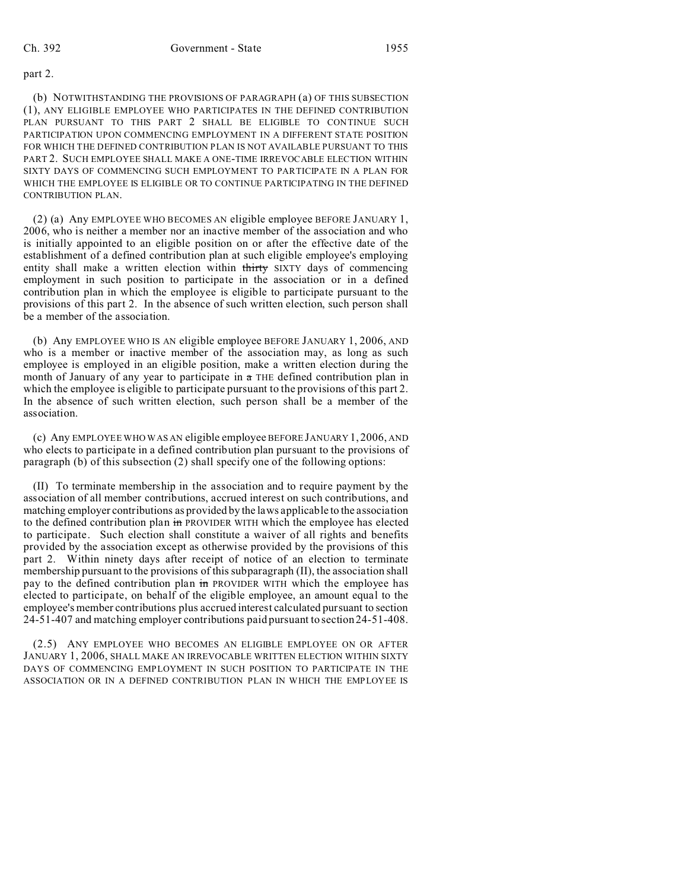part 2.

(b) NOTWITHSTANDING THE PROVISIONS OF PARAGRAPH (a) OF THIS SUBSECTION (1), ANY ELIGIBLE EMPLOYEE WHO PARTICIPATES IN THE DEFINED CONTRIBUTION PLAN PURSUANT TO THIS PART 2 SHALL BE ELIGIBLE TO CONTINUE SUCH PARTICIPATION UPON COMMENCING EMPLOYMENT IN A DIFFERENT STATE POSITION FOR WHICH THE DEFINED CONTRIBUTION PLAN IS NOT AVAILABLE PURSUANT TO THIS PART 2. SUCH EMPLOYEE SHALL MAKE A ONE-TIME IRREVOCABLE ELECTION WITHIN SIXTY DAYS OF COMMENCING SUCH EMPLOYMENT TO PARTICIPATE IN A PLAN FOR WHICH THE EMPLOYEE IS ELIGIBLE OR TO CONTINUE PARTICIPATING IN THE DEFINED CONTRIBUTION PLAN.

(2) (a) Any EMPLOYEE WHO BECOMES AN eligible employee BEFORE JANUARY 1, 2006, who is neither a member nor an inactive member of the association and who is initially appointed to an eligible position on or after the effective date of the establishment of a defined contribution plan at such eligible employee's employing entity shall make a written election within ~~thirty~~ SIXTY days of commencing employment in such position to participate in the association or in a defined contribution plan in which the employee is eligible to participate pursuant to the provisions of this part 2. In the absence of such written election, such person shall be a member of the association.

(b) Any EMPLOYEE WHO IS AN eligible employee BEFORE JANUARY 1, 2006, AND who is a member or inactive member of the association may, as long as such employee is employed in an eligible position, make a written election during the month of January of any year to participate in ~~a~~ THE defined contribution plan in which the employee is eligible to participate pursuant to the provisions of this part 2. In the absence of such written election, such person shall be a member of the association.

(c) Any EMPLOYEE WHO WAS AN eligible employee BEFORE JANUARY 1, 2006, AND who elects to participate in a defined contribution plan pursuant to the provisions of paragraph (b) of this subsection (2) shall specify one of the following options:

(II) To terminate membership in the association and to require payment by the association of all member contributions, accrued interest on such contributions, and matching employer contributions as provided by the laws applicable to the association to the defined contribution plan ~~in~~ PROVIDER WITH which the employee has elected to participate. Such election shall constitute a waiver of all rights and benefits provided by the association except as otherwise provided by the provisions of this part 2. Within ninety days after receipt of notice of an election to terminate membership pursuant to the provisions of this subparagraph (II), the association shall pay to the defined contribution plan ~~in~~ PROVIDER WITH which the employee has elected to participate, on behalf of the eligible employee, an amount equal to the employee's member contributions plus accrued interest calculated pursuant to section 24-51-407 and matching employer contributions paid pursuant to section 24-51-408.

(2.5) ANY EMPLOYEE WHO BECOMES AN ELIGIBLE EMPLOYEE ON OR AFTER JANUARY 1, 2006, SHALL MAKE AN IRREVOCABLE WRITTEN ELECTION WITHIN SIXTY DAYS OF COMMENCING EMPLOYMENT IN SUCH POSITION TO PARTICIPATE IN THE ASSOCIATION OR IN A DEFINED CONTRIBUTION PLAN IN WHICH THE EMPLOYEE IS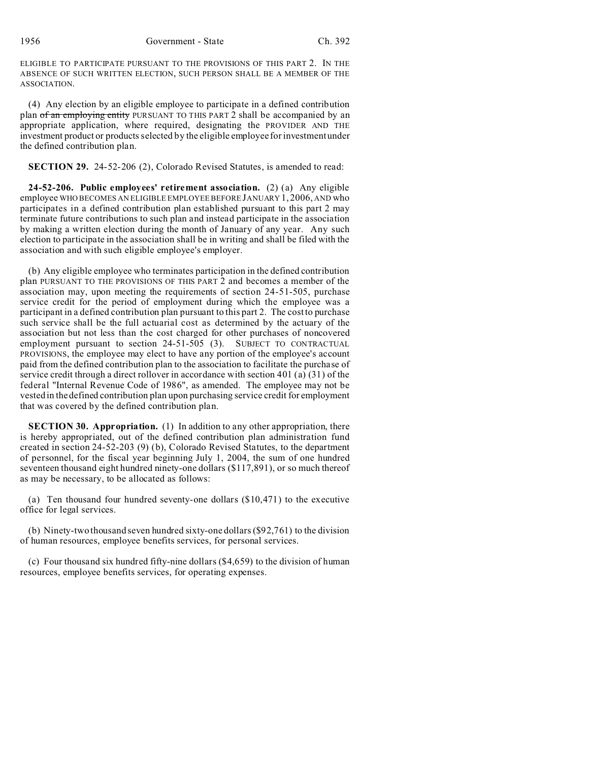ELIGIBLE TO PARTICIPATE PURSUANT TO THE PROVISIONS OF THIS PART 2. IN THE ABSENCE OF SUCH WRITTEN ELECTION, SUCH PERSON SHALL BE A MEMBER OF THE ASSOCIATION.

(4) Any election by an eligible employee to participate in a defined contribution plan ~~of an employing entity~~ PURSUANT TO THIS PART 2 shall be accompanied by an appropriate application, where required, designating the PROVIDER AND THE investment product or products selected by the eligible employee for investment under the defined contribution plan.

**SECTION 29.** 24-52-206 (2), Colorado Revised Statutes, is amended to read:

**24-52-206. Public employees' retirement association.** (2) (a) Any eligible employee WHO BECOMES AN ELIGIBLE EMPLOYEE BEFORE JANUARY 1, 2006, AND who participates in a defined contribution plan established pursuant to this part 2 may terminate future contributions to such plan and instead participate in the association by making a written election during the month of January of any year. Any such election to participate in the association shall be in writing and shall be filed with the association and with such eligible employee's employer.

(b) Any eligible employee who terminates participation in the defined contribution plan PURSUANT TO THE PROVISIONS OF THIS PART 2 and becomes a member of the association may, upon meeting the requirements of section 24-51-505, purchase service credit for the period of employment during which the employee was a participant in a defined contribution plan pursuant to this part 2. The cost to purchase such service shall be the full actuarial cost as determined by the actuary of the association but not less than the cost charged for other purchases of noncovered employment pursuant to section 24-51-505 (3). SUBJECT TO CONTRACTUAL PROVISIONS, the employee may elect to have any portion of the employee's account paid from the defined contribution plan to the association to facilitate the purchase of service credit through a direct rollover in accordance with section 401 (a) (31) of the federal "Internal Revenue Code of 1986", as amended. The employee may not be vested in the defined contribution plan upon purchasing service credit for employment that was covered by the defined contribution plan.

**SECTION 30. Appropriation.** (1) In addition to any other appropriation, there is hereby appropriated, out of the defined contribution plan administration fund created in section 24-52-203 (9) (b), Colorado Revised Statutes, to the department of personnel, for the fiscal year beginning July 1, 2004, the sum of one hundred seventeen thousand eight hundred ninety-one dollars ($117,891), or so much thereof as may be necessary, to be allocated as follows:

(a) Ten thousand four hundred seventy-one dollars ($10,471) to the executive office for legal services.

(b) Ninety-two thousand seven hundred sixty-one dollars ($92,761) to the division of human resources, employee benefits services, for personal services.

(c) Four thousand six hundred fifty-nine dollars ($4,659) to the division of human resources, employee benefits services, for operating expenses.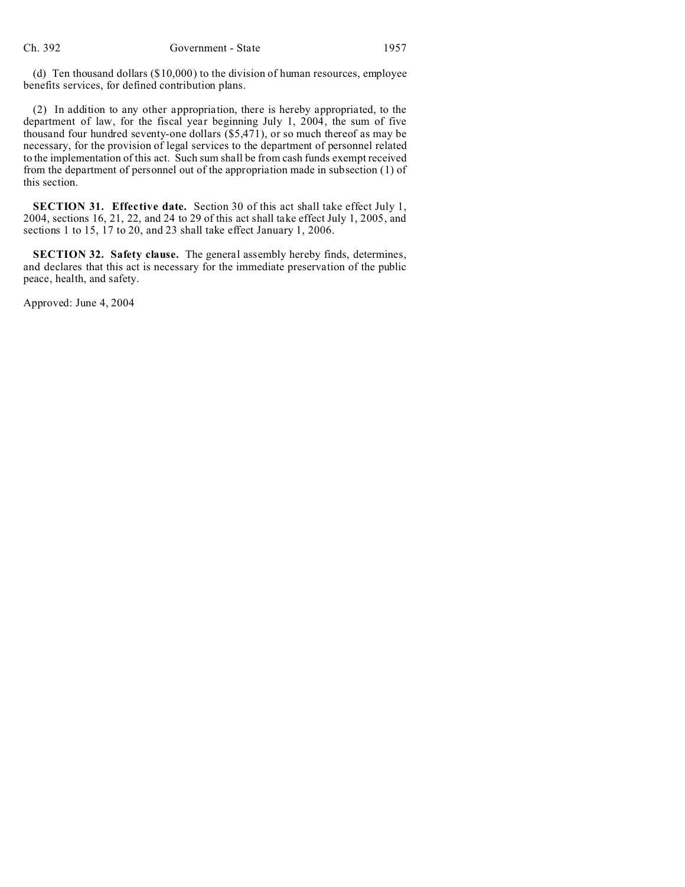(d) Ten thousand dollars ($10,000) to the division of human resources, employee benefits services, for defined contribution plans.

(2) In addition to any other appropriation, there is hereby appropriated, to the department of law, for the fiscal year beginning July 1, 2004, the sum of five thousand four hundred seventy-one dollars ($5,471), or so much thereof as may be necessary, for the provision of legal services to the department of personnel related to the implementation of this act. Such sum shall be from cash funds exempt received from the department of personnel out of the appropriation made in subsection (1) of this section.

**SECTION 31. Effective date.** Section 30 of this act shall take effect July 1, 2004, sections 16, 21, 22, and 24 to 29 of this act shall take effect July 1, 2005, and sections 1 to 15, 17 to 20, and 23 shall take effect January 1, 2006.

**SECTION 32. Safety clause.** The general assembly hereby finds, determines, and declares that this act is necessary for the immediate preservation of the public peace, health, and safety.

Approved: June 4, 2004